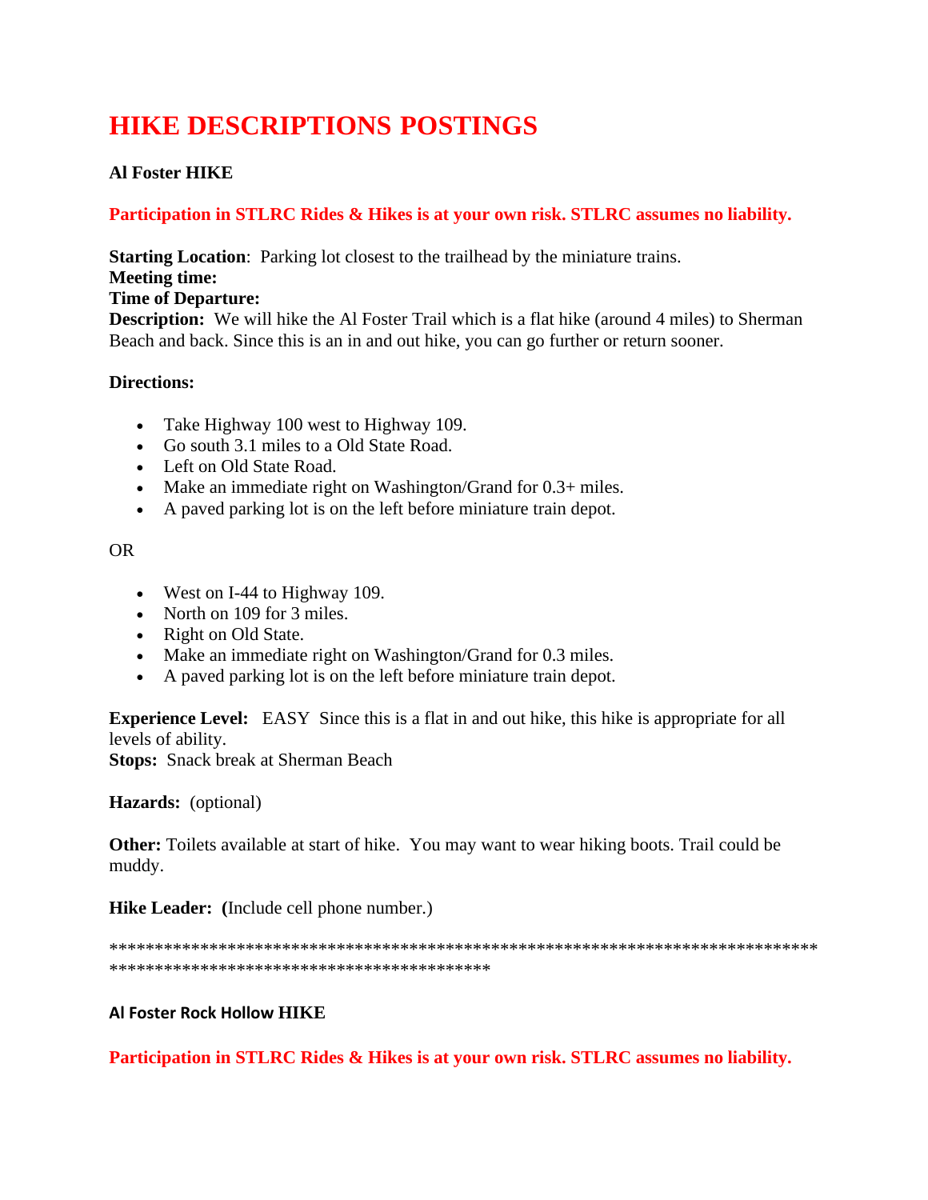# HIKE DESCRIPTIONS POSTINGS

**Al Foster HIKE**

**Participation in STLRC Rides & Hikes is at your own risk. STLRC assumes no liability.**

**Starting Location**: Parking lot closest to the trailhead by the miniature trains.
**Meeting time:**
**Time of Departure:**
**Description:** We will hike the Al Foster Trail which is a flat hike (around 4 miles) to Sherman Beach and back. Since this is an in and out hike, you can go further or return sooner.

**Directions:**

- Take Highway 100 west to Highway 109.
- Go south 3.1 miles to a Old State Road.
- Left on Old State Road.
- Make an immediate right on Washington/Grand for 0.3+ miles.
- A paved parking lot is on the left before miniature train depot.

OR

- West on I-44 to Highway 109.
- North on 109 for 3 miles.
- Right on Old State.
- Make an immediate right on Washington/Grand for 0.3 miles.
- A paved parking lot is on the left before miniature train depot.

**Experience Level:** EASY Since this is a flat in and out hike, this hike is appropriate for all levels of ability.
**Stops:** Snack break at Sherman Beach

**Hazards:** (optional)

**Other:** Toilets available at start of hike. You may want to wear hiking boots. Trail could be muddy.

**Hike Leader:** **(**Include cell phone number.)

************************************************************************************************************************************

**Al Foster Rock Hollow HIKE**

**Participation in STLRC Rides & Hikes is at your own risk. STLRC assumes no liability.**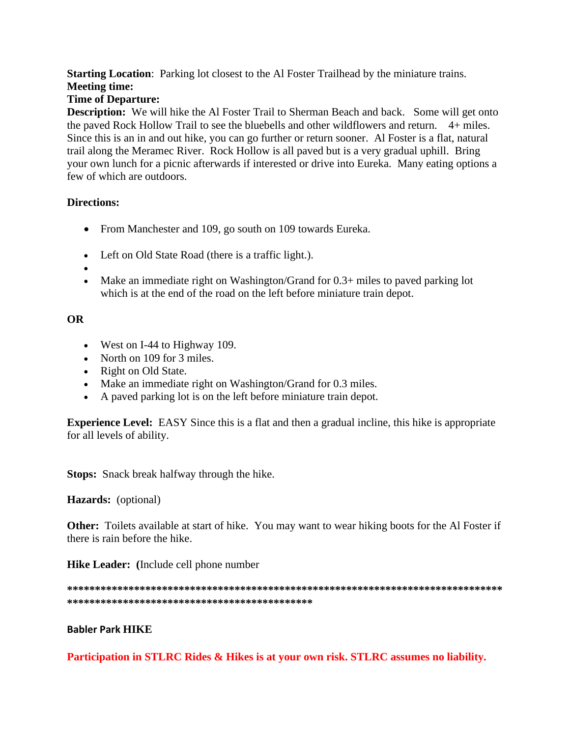**Starting Location**: Parking lot closest to the Al Foster Trailhead by the miniature trains.
**Meeting time:**
**Time of Departure:**
**Description:** We will hike the Al Foster Trail to Sherman Beach and back. Some will get onto the paved Rock Hollow Trail to see the bluebells and other wildflowers and return. 4+ miles. Since this is an in and out hike, you can go further or return sooner. Al Foster is a flat, natural trail along the Meramec River. Rock Hollow is all paved but is a very gradual uphill. Bring your own lunch for a picnic afterwards if interested or drive into Eureka. Many eating options a few of which are outdoors.

**Directions:**

- From Manchester and 109, go south on 109 towards Eureka.
- Left on Old State Road (there is a traffic light.).
- 
- Make an immediate right on Washington/Grand for 0.3+ miles to paved parking lot which is at the end of the road on the left before miniature train depot.

**OR**

- West on I-44 to Highway 109.
- North on 109 for 3 miles.
- Right on Old State.
- Make an immediate right on Washington/Grand for 0.3 miles.
- A paved parking lot is on the left before miniature train depot.

**Experience Level:** EASY Since this is a flat and then a gradual incline, this hike is appropriate for all levels of ability.

**Stops:** Snack break halfway through the hike.

**Hazards:** (optional)

**Other:** Toilets available at start of hike. You may want to wear hiking boots for the Al Foster if there is rain before the hike.

**Hike Leader:** **(**Include cell phone number

****************************************************************************************************************************

**Babler Park HIKE**

**Participation in STLRC Rides & Hikes is at your own risk. STLRC assumes no liability.**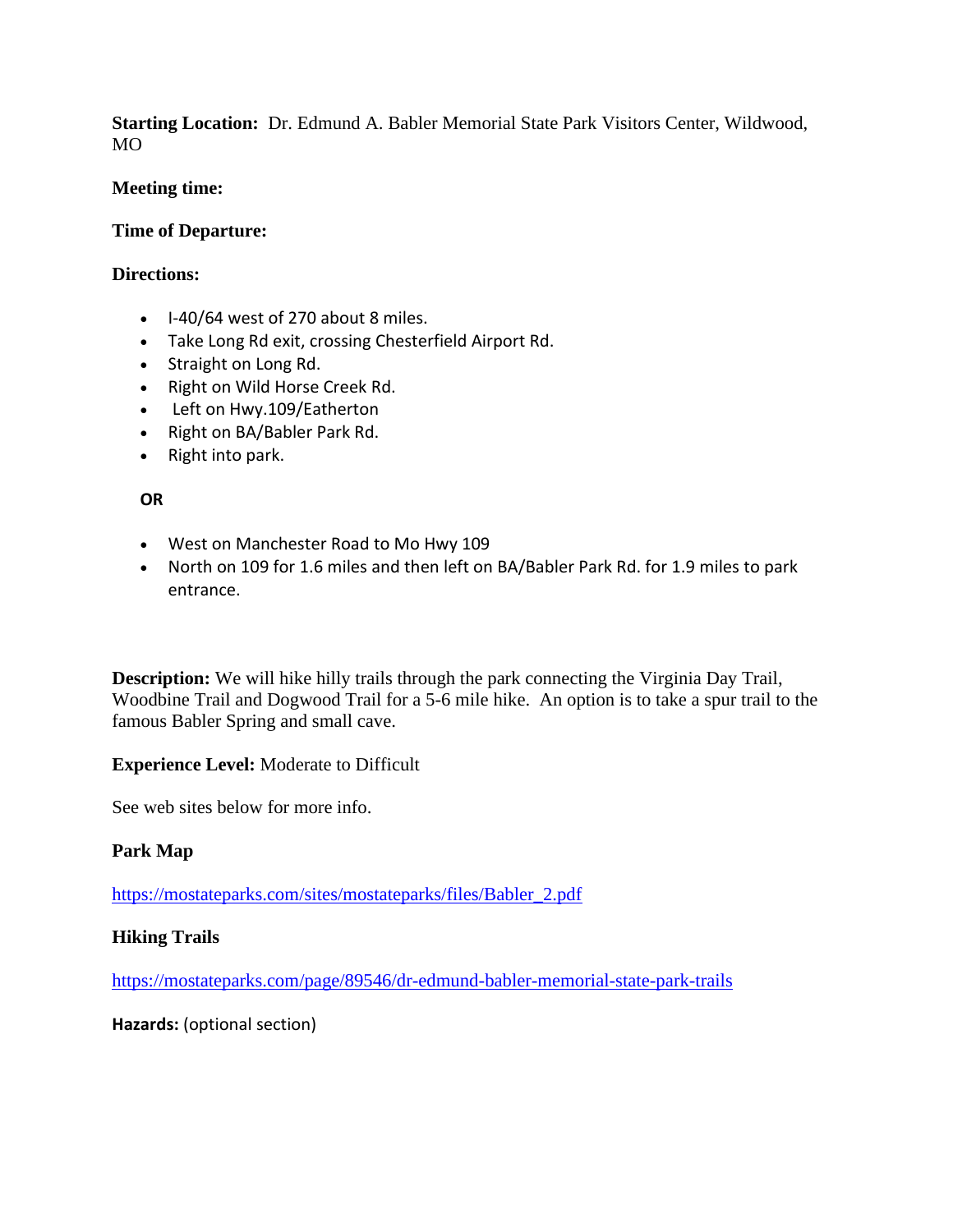**Starting Location:** Dr. Edmund A. Babler Memorial State Park Visitors Center, Wildwood, MO

**Meeting time:**

**Time of Departure:**

**Directions:**

- I-40/64 west of 270 about 8 miles.
- Take Long Rd exit, crossing Chesterfield Airport Rd.
- Straight on Long Rd.
- Right on Wild Horse Creek Rd.
- Left on Hwy.109/Eatherton
- Right on BA/Babler Park Rd.
- Right into park.

**OR**

- West on Manchester Road to Mo Hwy 109
- North on 109 for 1.6 miles and then left on BA/Babler Park Rd. for 1.9 miles to park entrance.

**Description:** We will hike hilly trails through the park connecting the Virginia Day Trail, Woodbine Trail and Dogwood Trail for a 5-6 mile hike. An option is to take a spur trail to the famous Babler Spring and small cave.

**Experience Level:** Moderate to Difficult

See web sites below for more info.

**Park Map**

https://mostateparks.com/sites/mostateparks/files/Babler_2.pdf

**Hiking Trails**

https://mostateparks.com/page/89546/dr-edmund-babler-memorial-state-park-trails

**Hazards:** (optional section)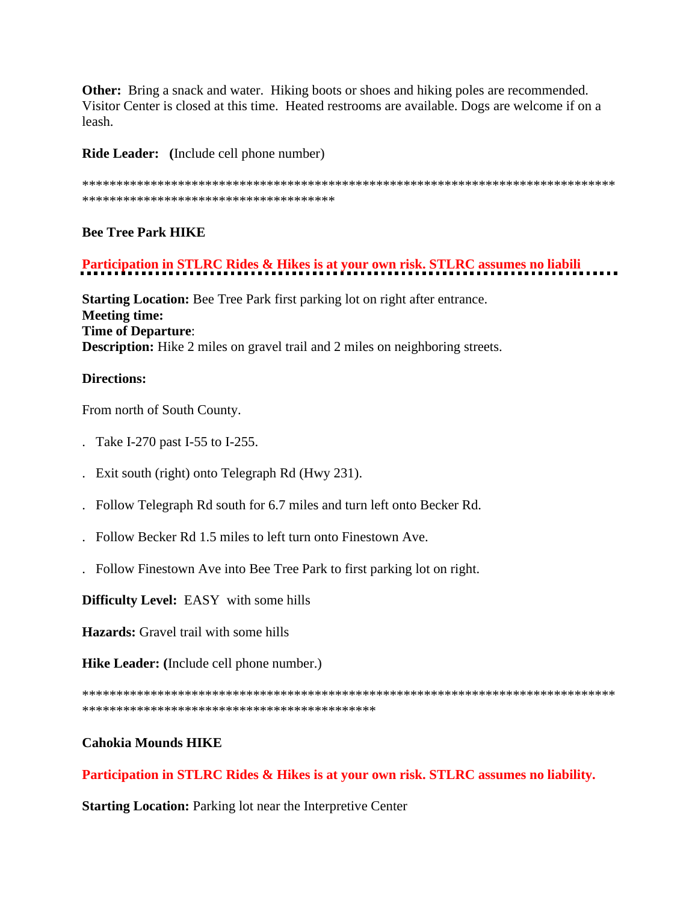**Other:** Bring a snack and water. Hiking boots or shoes and hiking poles are recommended. Visitor Center is closed at this time. Heated restrooms are available. Dogs are welcome if on a leash.

**Ride Leader: (**Include cell phone number)

****************************************************************************************************************************

**Bee Tree Park HIKE**

**Participation in STLRC Rides & Hikes is at your own risk. STLRC assumes no liabili**

**Starting Location:** Bee Tree Park first parking lot on right after entrance.
**Meeting time:**
**Time of Departure**:
**Description:** Hike 2 miles on gravel trail and 2 miles on neighboring streets.

**Directions:**

From north of South County.

. Take I-270 past I-55 to I-255.

. Exit south (right) onto Telegraph Rd (Hwy 231).

. Follow Telegraph Rd south for 6.7 miles and turn left onto Becker Rd.

. Follow Becker Rd 1.5 miles to left turn onto Finestown Ave.

. Follow Finestown Ave into Bee Tree Park to first parking lot on right.

**Difficulty Level:** EASY with some hills

**Hazards:** Gravel trail with some hills

**Hike Leader: (**Include cell phone number.)

****************************************************************************************************************************************

**Cahokia Mounds HIKE**

**Participation in STLRC Rides & Hikes is at your own risk. STLRC assumes no liability.**

**Starting Location:** Parking lot near the Interpretive Center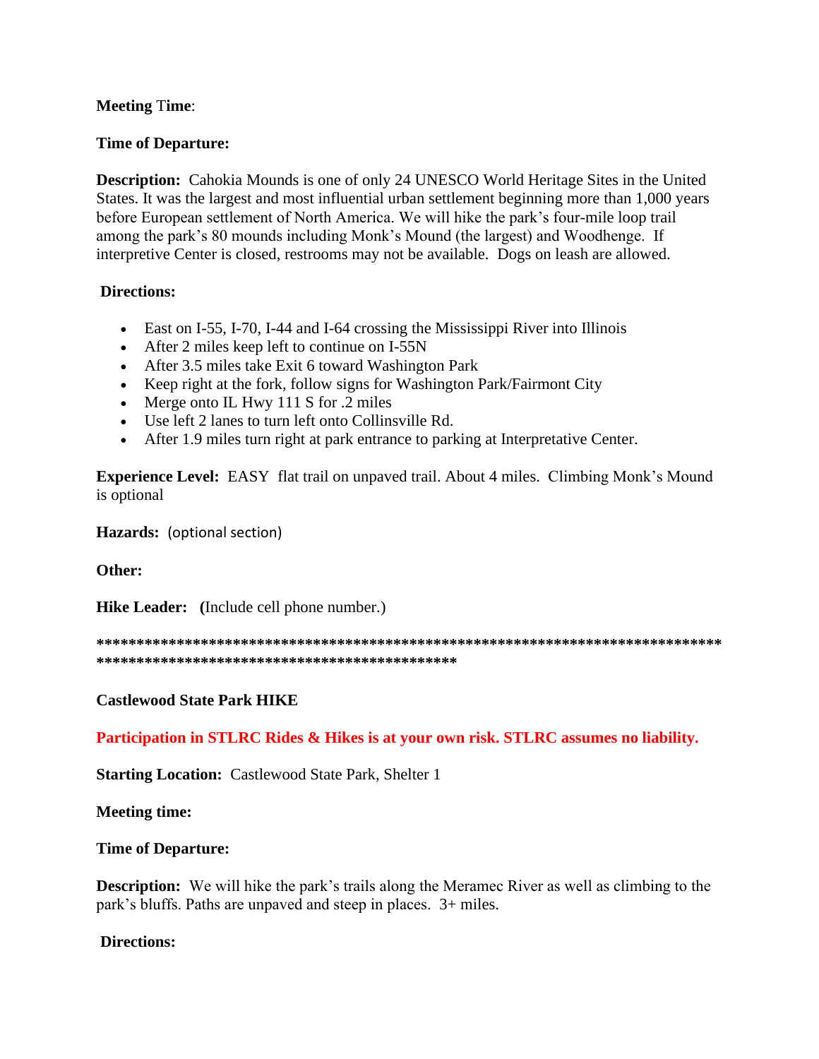**Meeting Time**:

**Time of Departure:**

**Description:** Cahokia Mounds is one of only 24 UNESCO World Heritage Sites in the United States. It was the largest and most influential urban settlement beginning more than 1,000 years before European settlement of North America. We will hike the park's four-mile loop trail among the park's 80 mounds including Monk's Mound (the largest) and Woodhenge. If interpretive Center is closed, restrooms may not be available. Dogs on leash are allowed.

**Directions:**

- East on I-55, I-70, I-44 and I-64 crossing the Mississippi River into Illinois
- After 2 miles keep left to continue on I-55N
- After 3.5 miles take Exit 6 toward Washington Park
- Keep right at the fork, follow signs for Washington Park/Fairmont City
- Merge onto IL Hwy 111 S for .2 miles
- Use left 2 lanes to turn left onto Collinsville Rd.
- After 1.9 miles turn right at park entrance to parking at Interpretative Center.

**Experience Level:** EASY flat trail on unpaved trail. About 4 miles. Climbing Monk's Mound is optional

**Hazards:** (optional section)

**Other:**

**Hike Leader:** **(**Include cell phone number.)

**************************************************************************************************************************************************

**Castlewood State Park HIKE**

**Participation in STLRC Rides & Hikes is at your own risk. STLRC assumes no liability.**

**Starting Location:** Castlewood State Park, Shelter 1

**Meeting time:**

**Time of Departure:**

**Description:** We will hike the park's trails along the Meramec River as well as climbing to the park's bluffs. Paths are unpaved and steep in places. 3+ miles.

**Directions:**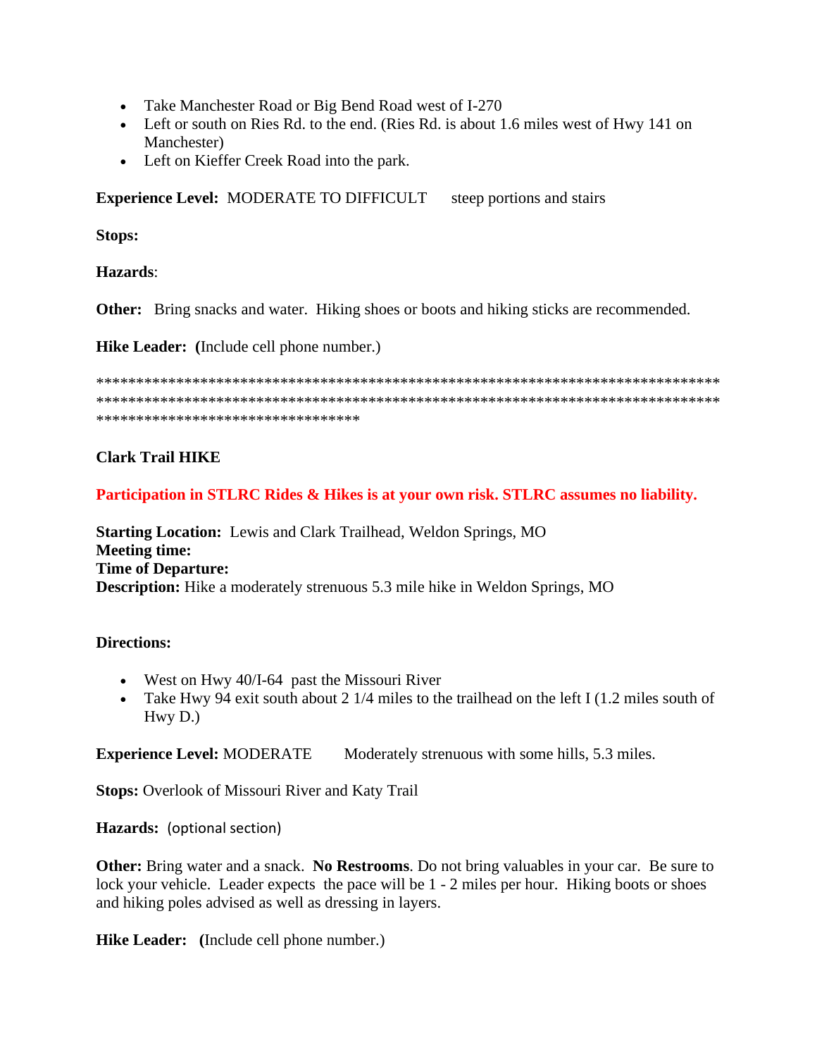- Take Manchester Road or Big Bend Road west of I-270
- Left or south on Ries Rd. to the end. (Ries Rd. is about 1.6 miles west of Hwy 141 on Manchester)
- Left on Kieffer Creek Road into the park.

**Experience Level:** MODERATE TO DIFFICULT steep portions and stairs

**Stops:**

**Hazards**:

**Other:** Bring snacks and water. Hiking shoes or boots and hiking sticks are recommended.

**Hike Leader:** **(**Include cell phone number.)

****************************************************************************************************************************************************************************************************************

**Clark Trail HIKE**

**Participation in STLRC Rides & Hikes is at your own risk. STLRC assumes no liability.**

**Starting Location:** Lewis and Clark Trailhead, Weldon Springs, MO
**Meeting time:**
**Time of Departure:**
**Description:** Hike a moderately strenuous 5.3 mile hike in Weldon Springs, MO

**Directions:**

- West on Hwy 40/I-64 past the Missouri River
- Take Hwy 94 exit south about 2 1/4 miles to the trailhead on the left I (1.2 miles south of Hwy D.)

**Experience Level:** MODERATE Moderately strenuous with some hills, 5.3 miles.

**Stops:** Overlook of Missouri River and Katy Trail

**Hazards:** (optional section)

**Other:** Bring water and a snack. **No Restrooms**. Do not bring valuables in your car. Be sure to lock your vehicle. Leader expects the pace will be 1 - 2 miles per hour. Hiking boots or shoes and hiking poles advised as well as dressing in layers.

**Hike Leader:** **(**Include cell phone number.)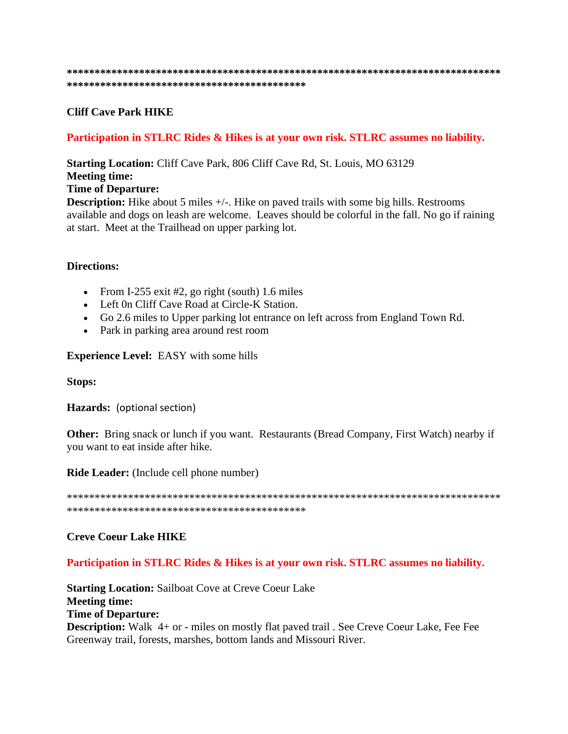**************************************************************************************************************************

**Cliff Cave Park HIKE**

**Participation in STLRC Rides & Hikes is at your own risk. STLRC assumes no liability.**

**Starting Location:** Cliff Cave Park, 806 Cliff Cave Rd, St. Louis, MO 63129
**Meeting time:**
**Time of Departure:**
**Description:** Hike about 5 miles +/-. Hike on paved trails with some big hills. Restrooms available and dogs on leash are welcome. Leaves should be colorful in the fall. No go if raining at start. Meet at the Trailhead on upper parking lot.

**Directions:**

- From I-255 exit #2, go right (south) 1.6 miles
- Left 0n Cliff Cave Road at Circle-K Station.
- Go 2.6 miles to Upper parking lot entrance on left across from England Town Rd.
- Park in parking area around rest room

**Experience Level:** EASY with some hills

**Stops:**

**Hazards:** (optional section)

**Other:** Bring snack or lunch if you want. Restaurants (Bread Company, First Watch) nearby if you want to eat inside after hike.

**Ride Leader:** (Include cell phone number)

**************************************************************************************************************************

**Creve Coeur Lake HIKE**

**Participation in STLRC Rides & Hikes is at your own risk. STLRC assumes no liability.**

**Starting Location:** Sailboat Cove at Creve Coeur Lake
**Meeting time:**
**Time of Departure:**
**Description:** Walk 4+ or - miles on mostly flat paved trail . See Creve Coeur Lake, Fee Fee Greenway trail, forests, marshes, bottom lands and Missouri River.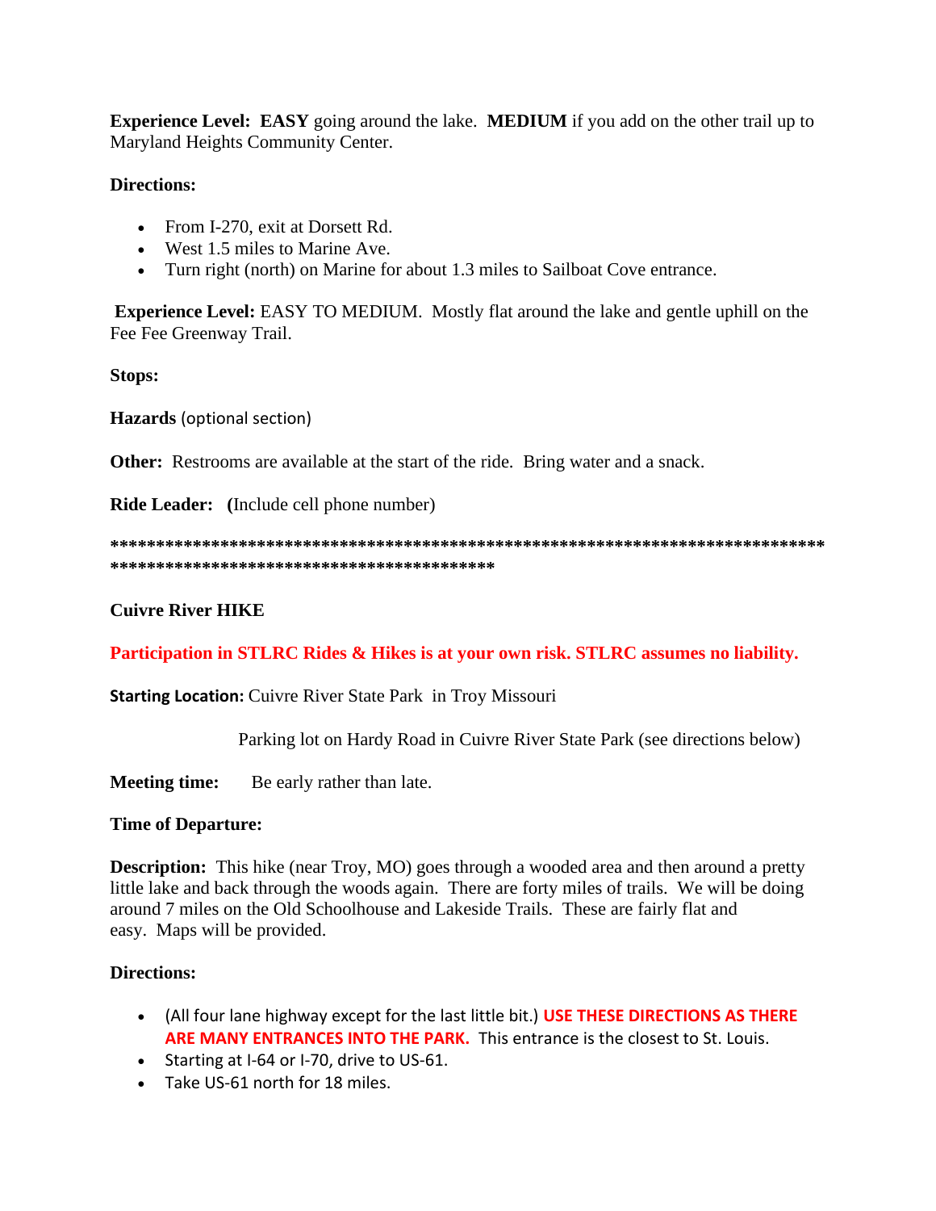**Experience Level: EASY** going around the lake. **MEDIUM** if you add on the other trail up to Maryland Heights Community Center.

**Directions:**

- From I-270, exit at Dorsett Rd.
- West 1.5 miles to Marine Ave.
- Turn right (north) on Marine for about 1.3 miles to Sailboat Cove entrance.

**Experience Level:** EASY TO MEDIUM. Mostly flat around the lake and gentle uphill on the Fee Fee Greenway Trail.

**Stops:**

**Hazards** (optional section)

**Other:** Restrooms are available at the start of the ride. Bring water and a snack.

**Ride Leader:** **(**Include cell phone number)

**************************************************************************************************************************

**Cuivre River HIKE**

**Participation in STLRC Rides & Hikes is at your own risk. STLRC assumes no liability.**

**Starting Location:** Cuivre River State Park in Troy Missouri

Parking lot on Hardy Road in Cuivre River State Park (see directions below)

**Meeting time:** Be early rather than late.

**Time of Departure:**

**Description:** This hike (near Troy, MO) goes through a wooded area and then around a pretty little lake and back through the woods again. There are forty miles of trails. We will be doing around 7 miles on the Old Schoolhouse and Lakeside Trails. These are fairly flat and easy. Maps will be provided.

**Directions:**

- (All four lane highway except for the last little bit.) **USE THESE DIRECTIONS AS THERE ARE MANY ENTRANCES INTO THE PARK.** This entrance is the closest to St. Louis.
- Starting at I-64 or I-70, drive to US-61.
- Take US-61 north for 18 miles.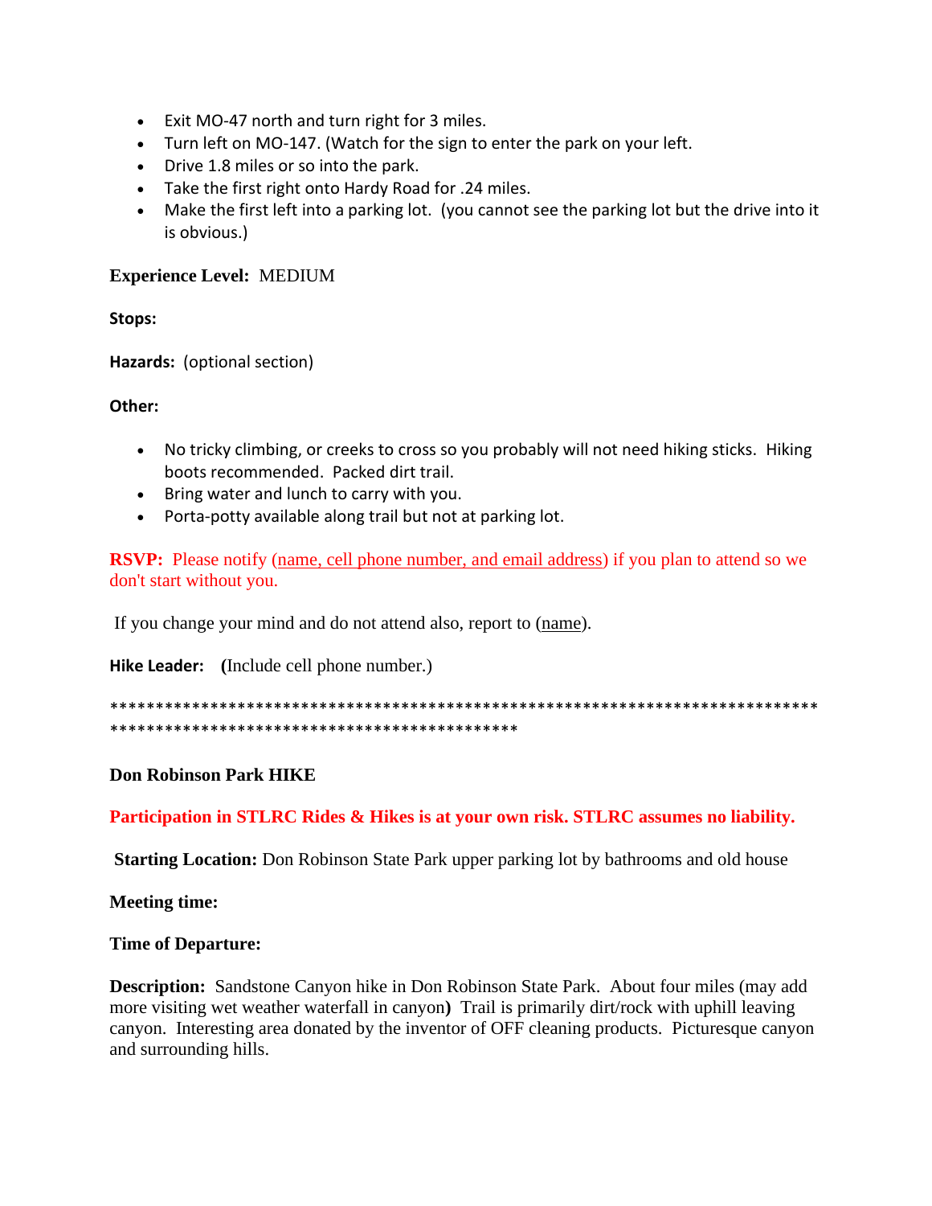- Exit MO-47 north and turn right for 3 miles.
- Turn left on MO-147. (Watch for the sign to enter the park on your left.
- Drive 1.8 miles or so into the park.
- Take the first right onto Hardy Road for .24 miles.
- Make the first left into a parking lot. (you cannot see the parking lot but the drive into it is obvious.)

**Experience Level:** MEDIUM

**Stops:**

**Hazards:** (optional section)

**Other:**

- No tricky climbing, or creeks to cross so you probably will not need hiking sticks. Hiking boots recommended. Packed dirt trail.
- Bring water and lunch to carry with you.
- Porta-potty available along trail but not at parking lot.

**RSVP:** Please notify (name, cell phone number, and email address) if you plan to attend so we don't start without you.

If you change your mind and do not attend also, report to (name).

**Hike Leader:** **(**Include cell phone number.)

*******************************************************************************
*********************************************

**Don Robinson Park HIKE**

**Participation in STLRC Rides & Hikes is at your own risk. STLRC assumes no liability.**

**Starting Location:** Don Robinson State Park upper parking lot by bathrooms and old house

**Meeting time:**

**Time of Departure:**

**Description:** Sandstone Canyon hike in Don Robinson State Park. About four miles (may add more visiting wet weather waterfall in canyon**)** Trail is primarily dirt/rock with uphill leaving canyon. Interesting area donated by the inventor of OFF cleaning products. Picturesque canyon and surrounding hills.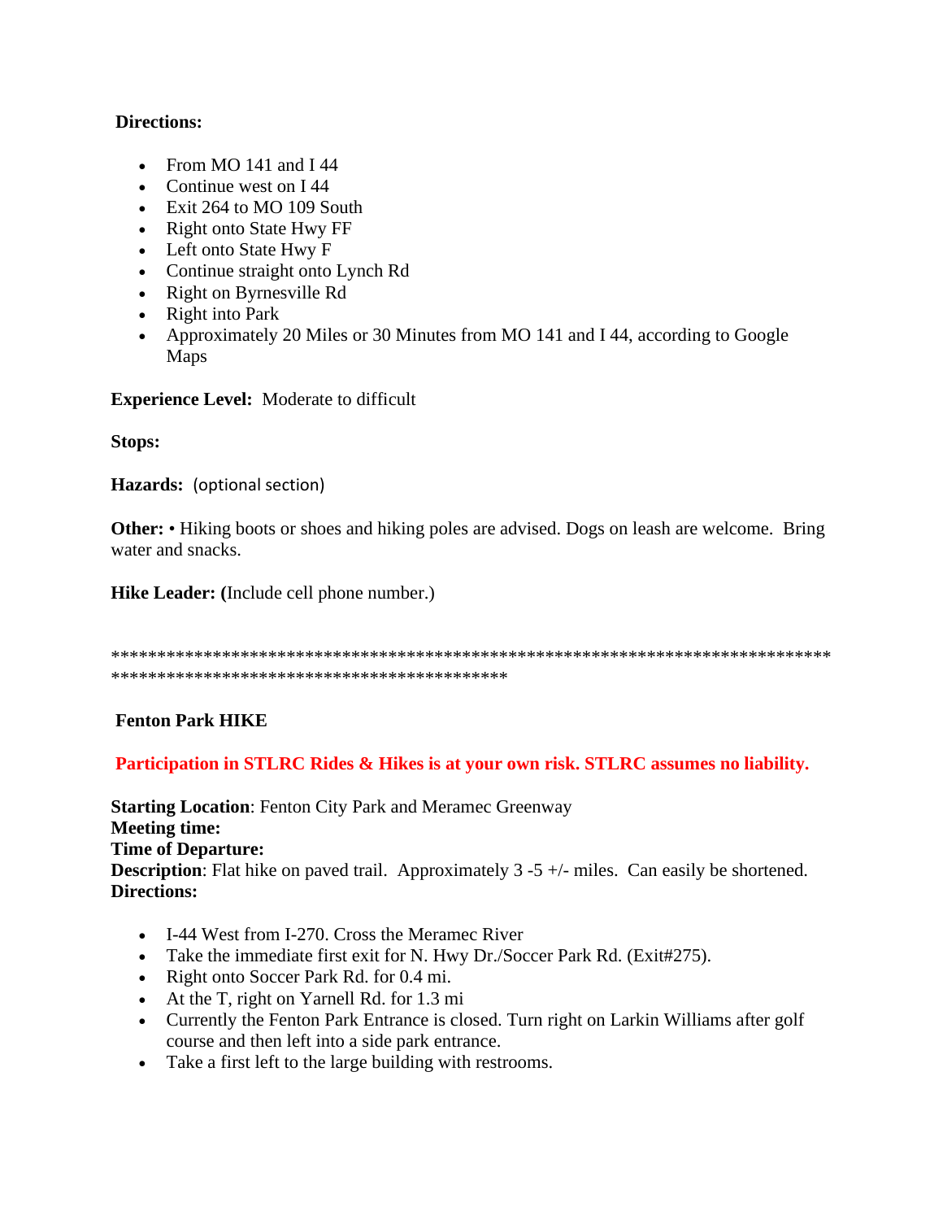**Directions:**

- From MO 141 and I 44
- Continue west on I 44
- Exit 264 to MO 109 South
- Right onto State Hwy FF
- Left onto State Hwy F
- Continue straight onto Lynch Rd
- Right on Byrnesville Rd
- Right into Park
- Approximately 20 Miles or 30 Minutes from MO 141 and I 44, according to Google Maps

**Experience Level:** Moderate to difficult

**Stops:**

**Hazards:** (optional section)

**Other:** • Hiking boots or shoes and hiking poles are advised. Dogs on leash are welcome. Bring water and snacks.

**Hike Leader: (**Include cell phone number.)

**************************************************************************************************************************

**Fenton Park HIKE**

**Participation in STLRC Rides & Hikes is at your own risk. STLRC assumes no liability.**

**Starting Location**: Fenton City Park and Meramec Greenway
**Meeting time:**
**Time of Departure:**
**Description**: Flat hike on paved trail. Approximately 3 -5 +/- miles. Can easily be shortened.
**Directions:**

- I-44 West from I-270. Cross the Meramec River
- Take the immediate first exit for N. Hwy Dr./Soccer Park Rd. (Exit#275).
- Right onto Soccer Park Rd. for 0.4 mi.
- At the T, right on Yarnell Rd. for 1.3 mi
- Currently the Fenton Park Entrance is closed. Turn right on Larkin Williams after golf course and then left into a side park entrance.
- Take a first left to the large building with restrooms.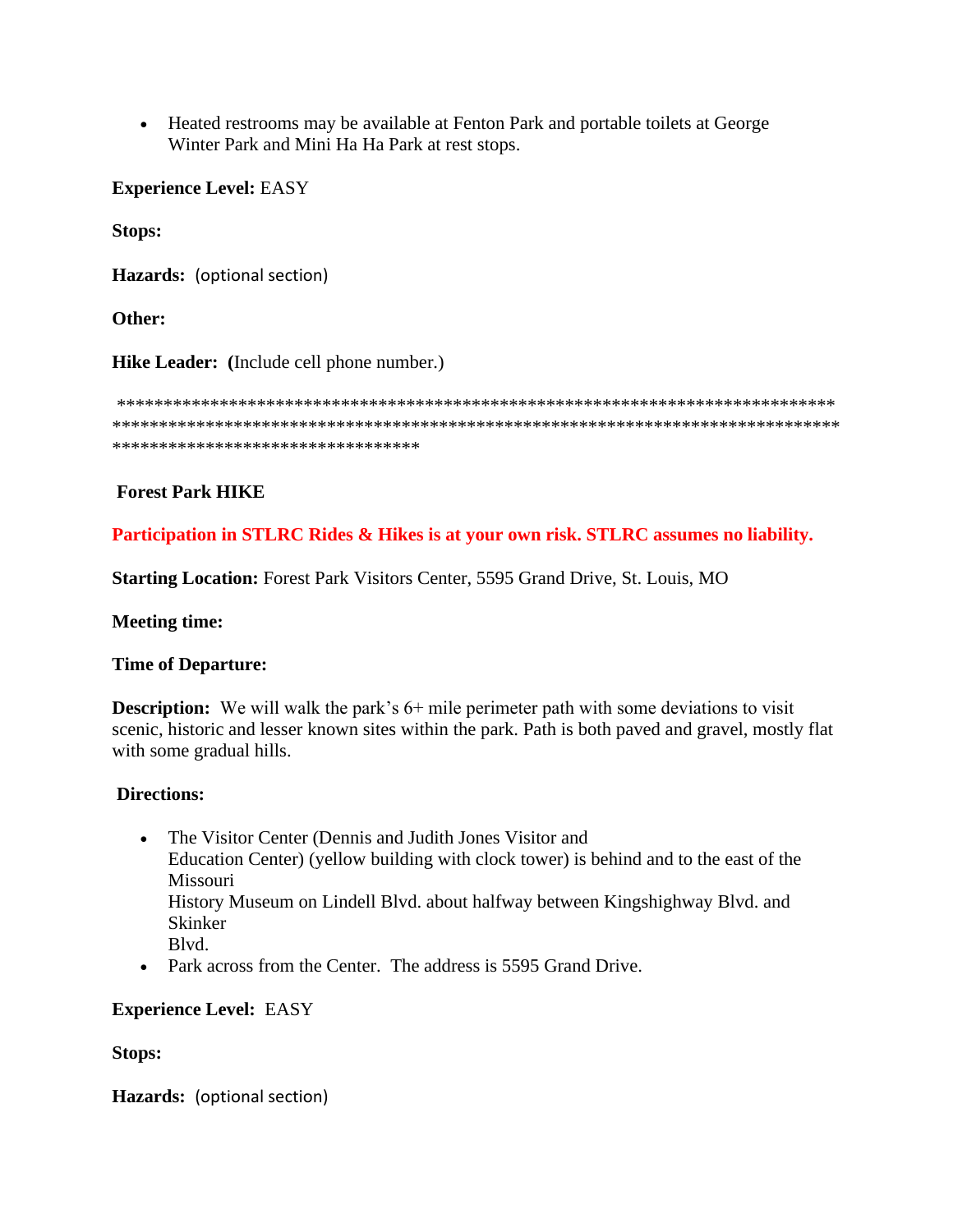- Heated restrooms may be available at Fenton Park and portable toilets at George Winter Park and Mini Ha Ha Park at rest stops.

**Experience Level:** EASY

**Stops:**

**Hazards:** (optional section)

**Other:**

**Hike Leader:** **(**Include cell phone number.)

**********************************************************************************************************************************************************************************************************

**Forest Park HIKE**

**Participation in STLRC Rides & Hikes is at your own risk. STLRC assumes no liability.**

**Starting Location:** Forest Park Visitors Center, 5595 Grand Drive, St. Louis, MO

**Meeting time:**

**Time of Departure:**

**Description:** We will walk the park's 6+ mile perimeter path with some deviations to visit scenic, historic and lesser known sites within the park. Path is both paved and gravel, mostly flat with some gradual hills.

**Directions:**

- The Visitor Center (Dennis and Judith Jones Visitor and Education Center) (yellow building with clock tower) is behind and to the east of the Missouri History Museum on Lindell Blvd. about halfway between Kingshighway Blvd. and Skinker Blvd.
- Park across from the Center. The address is 5595 Grand Drive.

**Experience Level:** EASY

**Stops:**

**Hazards:** (optional section)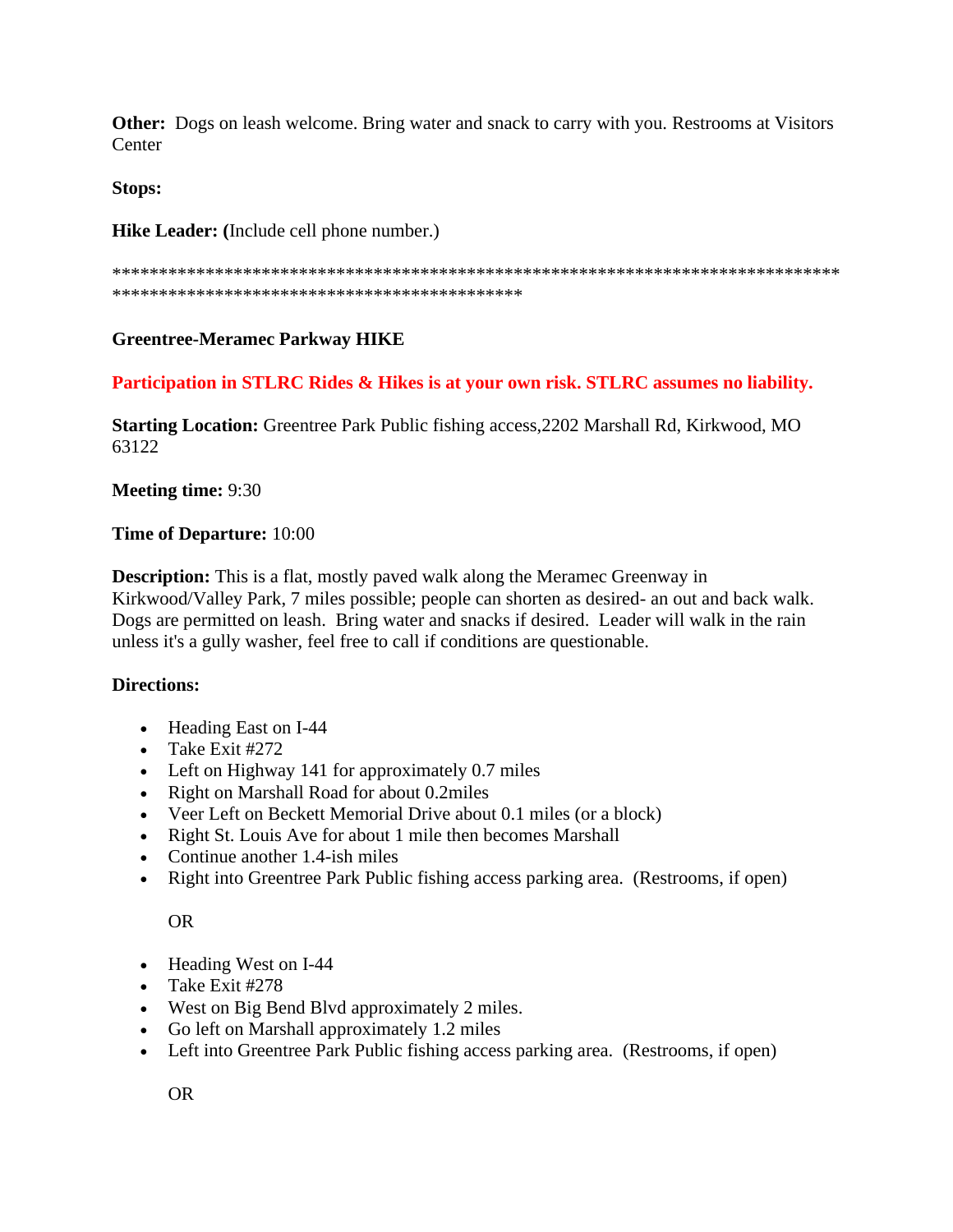**Other:** Dogs on leash welcome. Bring water and snack to carry with you. Restrooms at Visitors Center

**Stops:**

**Hike Leader:** **(**Include cell phone number.)

*********************************************************************************
*********************************************

**Greentree-Meramec Parkway HIKE**

**Participation in STLRC Rides & Hikes is at your own risk. STLRC assumes no liability.**

**Starting Location:** Greentree Park Public fishing access,2202 Marshall Rd, Kirkwood, MO 63122

**Meeting time:** 9:30

**Time of Departure:** 10:00

**Description:** This is a flat, mostly paved walk along the Meramec Greenway in Kirkwood/Valley Park, 7 miles possible; people can shorten as desired- an out and back walk. Dogs are permitted on leash. Bring water and snacks if desired. Leader will walk in the rain unless it's a gully washer, feel free to call if conditions are questionable.

**Directions:**

- Heading East on I-44
- Take Exit #272
- Left on Highway 141 for approximately 0.7 miles
- Right on Marshall Road for about 0.2miles
- Veer Left on Beckett Memorial Drive about 0.1 miles (or a block)
- Right St. Louis Ave for about 1 mile then becomes Marshall
- Continue another 1.4-ish miles
- Right into Greentree Park Public fishing access parking area. (Restrooms, if open)

OR

- Heading West on I-44
- Take Exit #278
- West on Big Bend Blvd approximately 2 miles.
- Go left on Marshall approximately 1.2 miles
- Left into Greentree Park Public fishing access parking area. (Restrooms, if open)

OR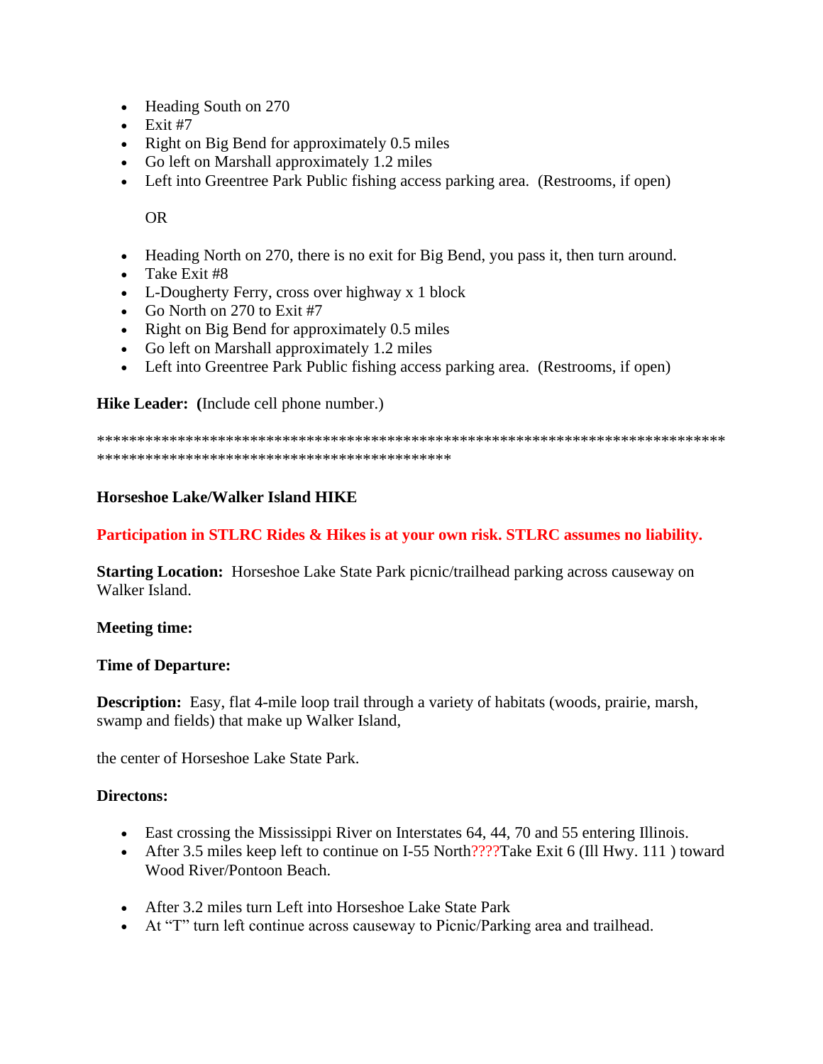- Heading South on 270
- Exit #7
- Right on Big Bend for approximately 0.5 miles
- Go left on Marshall approximately 1.2 miles
- Left into Greentree Park Public fishing access parking area. (Restrooms, if open)

OR

- Heading North on 270, there is no exit for Big Bend, you pass it, then turn around.
- Take Exit #8
- L-Dougherty Ferry, cross over highway x 1 block
- Go North on 270 to Exit #7
- Right on Big Bend for approximately 0.5 miles
- Go left on Marshall approximately 1.2 miles
- Left into Greentree Park Public fishing access parking area. (Restrooms, if open)

**Hike Leader: (**Include cell phone number.)

********************************************************************************
*********************************************

**Horseshoe Lake/Walker Island HIKE**

**Participation in STLRC Rides & Hikes is at your own risk. STLRC assumes no liability.**

**Starting Location:** Horseshoe Lake State Park picnic/trailhead parking across causeway on Walker Island.

**Meeting time:**

**Time of Departure:**

**Description:** Easy, flat 4-mile loop trail through a variety of habitats (woods, prairie, marsh, swamp and fields) that make up Walker Island,

the center of Horseshoe Lake State Park.

**Directons:**

- East crossing the Mississippi River on Interstates 64, 44, 70 and 55 entering Illinois.
- After 3.5 miles keep left to continue on I-55 North????Take Exit 6 (Ill Hwy. 111 ) toward Wood River/Pontoon Beach.
- After 3.2 miles turn Left into Horseshoe Lake State Park
- At "T" turn left continue across causeway to Picnic/Parking area and trailhead.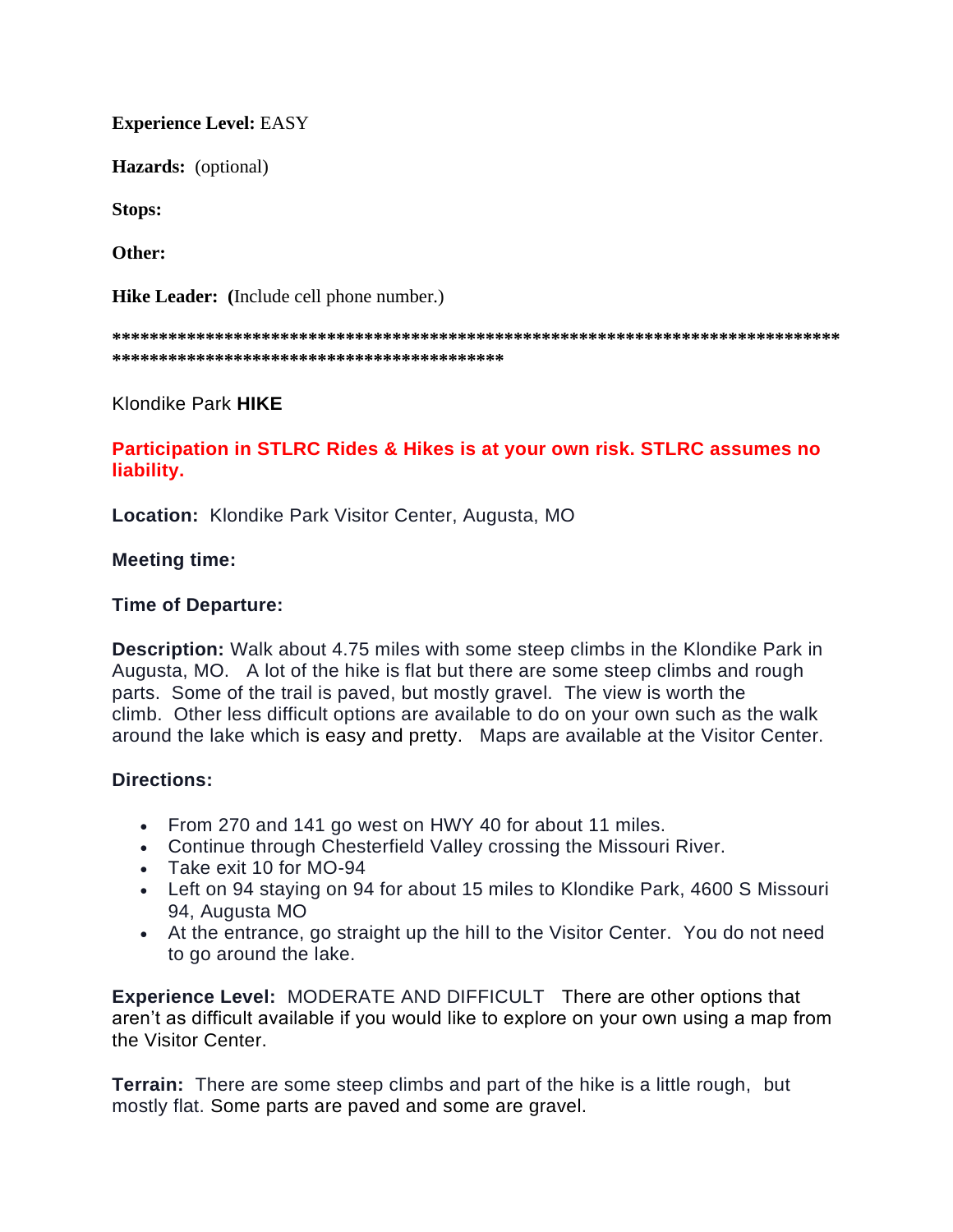**Experience Level:** EASY

**Hazards:** (optional)

**Stops:**

**Other:**

**Hike Leader:** **(**Include cell phone number.)

**\*\*\*\*\*\*\*\*\*\*\*\*\*\*\*\*\*\*\*\*\*\*\*\*\*\*\*\*\*\*\*\*\*\*\*\*\*\*\*\*\*\*\*\*\*\*\*\*\*\*\*\*\*\*\*\*\*\*\*\*\*\*\*\*\*\*\*\*\*\*\*\*\*\*\*\*\*\*\*\*\*\*\*\*\*\*\*\*\*\*\*\*\*\*\*\*\*\*\*\*\*\*\*\*\*\*\*\*\*\*\*\*\*\*\*\*\*\*\*\*\***

Klondike Park **HIKE**

**Participation in STLRC Rides & Hikes is at your own risk. STLRC assumes no liability.**

**Location:** Klondike Park Visitor Center, Augusta, MO

**Meeting time:**

**Time of Departure:**

**Description:** Walk about 4.75 miles with some steep climbs in the Klondike Park in Augusta, MO. A lot of the hike is flat but there are some steep climbs and rough parts. Some of the trail is paved, but mostly gravel. The view is worth the climb. Other less difficult options are available to do on your own such as the walk around the lake which is easy and pretty. Maps are available at the Visitor Center.

**Directions:**

- From 270 and 141 go west on HWY 40 for about 11 miles.
- Continue through Chesterfield Valley crossing the Missouri River.
- Take exit 10 for MO-94
- Left on 94 staying on 94 for about 15 miles to Klondike Park, 4600 S Missouri 94, Augusta MO
- At the entrance, go straight up the hill to the Visitor Center. You do not need to go around the lake.

**Experience Level:** MODERATE AND DIFFICULT There are other options that aren't as difficult available if you would like to explore on your own using a map from the Visitor Center.

**Terrain:** There are some steep climbs and part of the hike is a little rough, but mostly flat. Some parts are paved and some are gravel.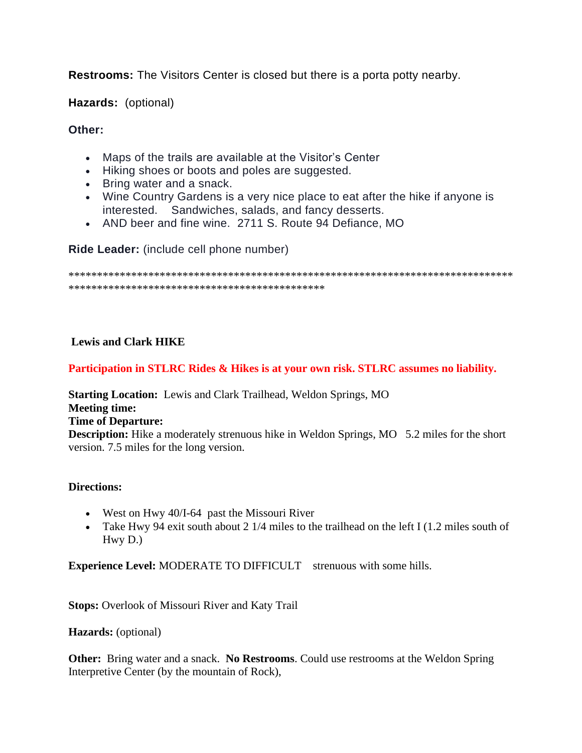**Restrooms:** The Visitors Center is closed but there is a porta potty nearby.

**Hazards:** (optional)

**Other:**

- Maps of the trails are available at the Visitor's Center
- Hiking shoes or boots and poles are suggested.
- Bring water and a snack.
- Wine Country Gardens is a very nice place to eat after the hike if anyone is interested. Sandwiches, salads, and fancy desserts.
- AND beer and fine wine. 2711 S. Route 94 Defiance, MO

**Ride Leader:** (include cell phone number)

*****************************************************************************************************************************

**Lewis and Clark HIKE**

**Participation in STLRC Rides & Hikes is at your own risk. STLRC assumes no liability.**

**Starting Location:** Lewis and Clark Trailhead, Weldon Springs, MO
**Meeting time:**
**Time of Departure:**
**Description:** Hike a moderately strenuous hike in Weldon Springs, MO 5.2 miles for the short version. 7.5 miles for the long version.

**Directions:**

- West on Hwy 40/I-64 past the Missouri River
- Take Hwy 94 exit south about 2 1/4 miles to the trailhead on the left I (1.2 miles south of Hwy D.)

**Experience Level:** MODERATE TO DIFFICULT strenuous with some hills.

**Stops:** Overlook of Missouri River and Katy Trail

**Hazards:** (optional)

**Other:** Bring water and a snack. **No Restrooms**. Could use restrooms at the Weldon Spring Interpretive Center (by the mountain of Rock),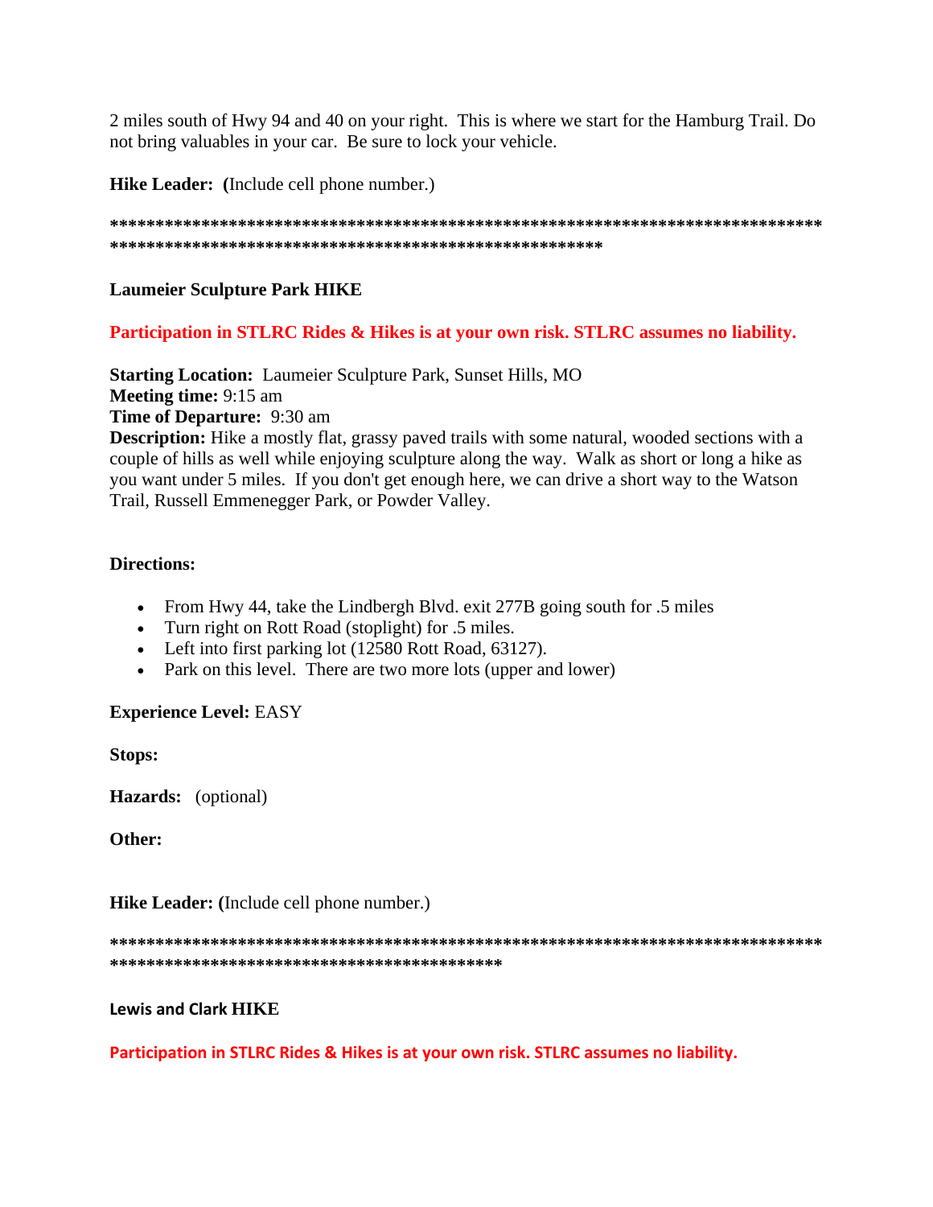2 miles south of Hwy 94 and 40 on your right. This is where we start for the Hamburg Trail. Do not bring valuables in your car. Be sure to lock your vehicle.

**Hike Leader: (**Include cell phone number.)

**************************************************************************************************************************************************

**Laumeier Sculpture Park HIKE**

**Participation in STLRC Rides & Hikes is at your own risk. STLRC assumes no liability.**

**Starting Location:** Laumeier Sculpture Park, Sunset Hills, MO
**Meeting time:** 9:15 am
**Time of Departure:** 9:30 am
**Description:** Hike a mostly flat, grassy paved trails with some natural, wooded sections with a couple of hills as well while enjoying sculpture along the way. Walk as short or long a hike as you want under 5 miles. If you don't get enough here, we can drive a short way to the Watson Trail, Russell Emmenegger Park, or Powder Valley.

**Directions:**

- From Hwy 44, take the Lindbergh Blvd. exit 277B going south for .5 miles
- Turn right on Rott Road (stoplight) for .5 miles.
- Left into first parking lot (12580 Rott Road, 63127).
- Park on this level. There are two more lots (upper and lower)

**Experience Level:** EASY

**Stops:**

**Hazards:** (optional)

**Other:**

**Hike Leader: (**Include cell phone number.)

*************************************************************************************************************************

**Lewis and Clark HIKE**

**Participation in STLRC Rides & Hikes is at your own risk. STLRC assumes no liability.**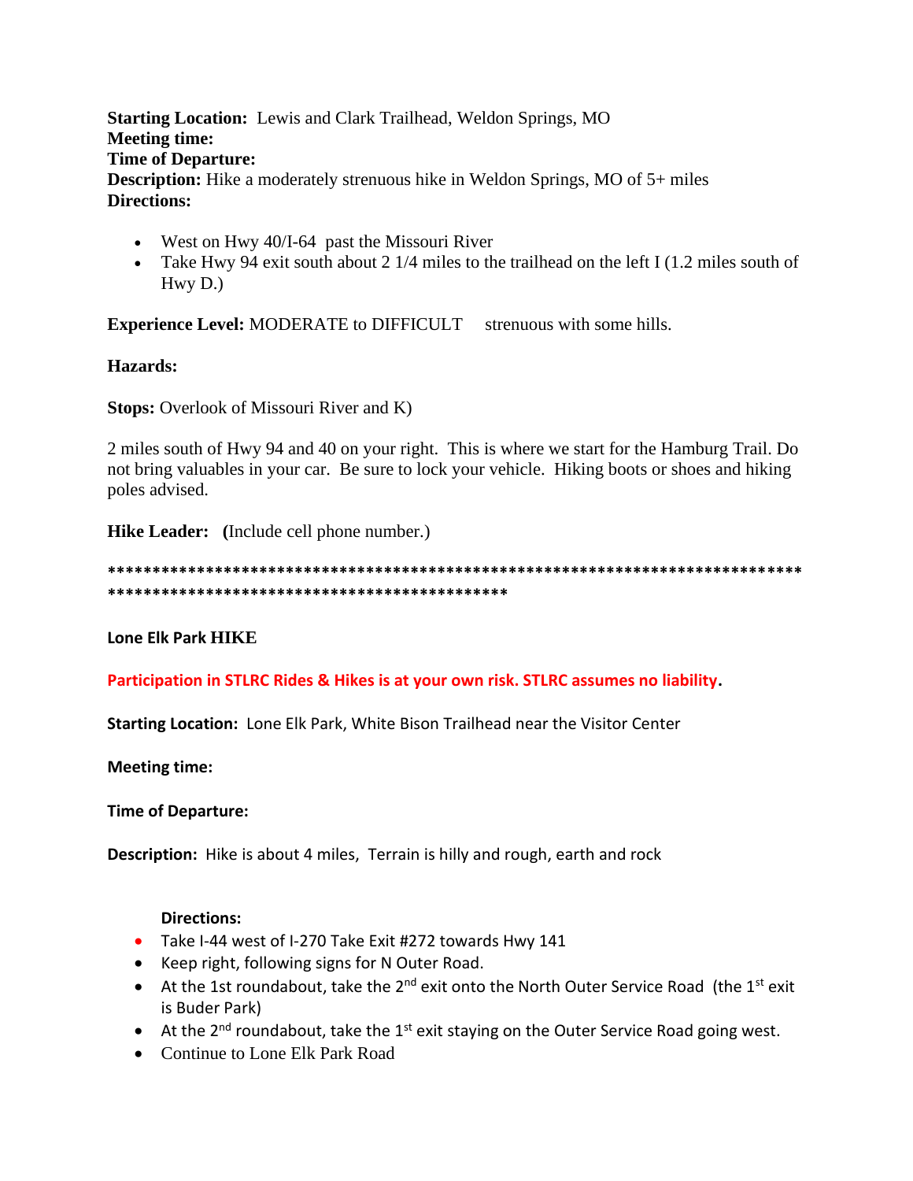**Starting Location:** Lewis and Clark Trailhead, Weldon Springs, MO
**Meeting time:**
**Time of Departure:**
**Description:** Hike a moderately strenuous hike in Weldon Springs, MO of 5+ miles
**Directions:**

- West on Hwy 40/I-64 past the Missouri River
- Take Hwy 94 exit south about 2 1/4 miles to the trailhead on the left I (1.2 miles south of Hwy D.)

**Experience Level:** MODERATE to DIFFICULT strenuous with some hills.

**Hazards:**

**Stops:** Overlook of Missouri River and K)

2 miles south of Hwy 94 and 40 on your right. This is where we start for the Hamburg Trail. Do not bring valuables in your car. Be sure to lock your vehicle. Hiking boots or shoes and hiking poles advised.

**Hike Leader:** **(**Include cell phone number.)

**************************************************************************************************************************

**Lone Elk Park HIKE**

**Participation in STLRC Rides & Hikes is at your own risk. STLRC assumes no liability.**

**Starting Location:** Lone Elk Park, White Bison Trailhead near the Visitor Center

**Meeting time:**

**Time of Departure:**

**Description:** Hike is about 4 miles, Terrain is hilly and rough, earth and rock

**Directions:**

- Take I-44 west of I-270 Take Exit #272 towards Hwy 141
- Keep right, following signs for N Outer Road.
- At the 1st roundabout, take the 2nd exit onto the North Outer Service Road (the 1st exit is Buder Park)
- At the 2nd roundabout, take the 1st exit staying on the Outer Service Road going west.
- Continue to Lone Elk Park Road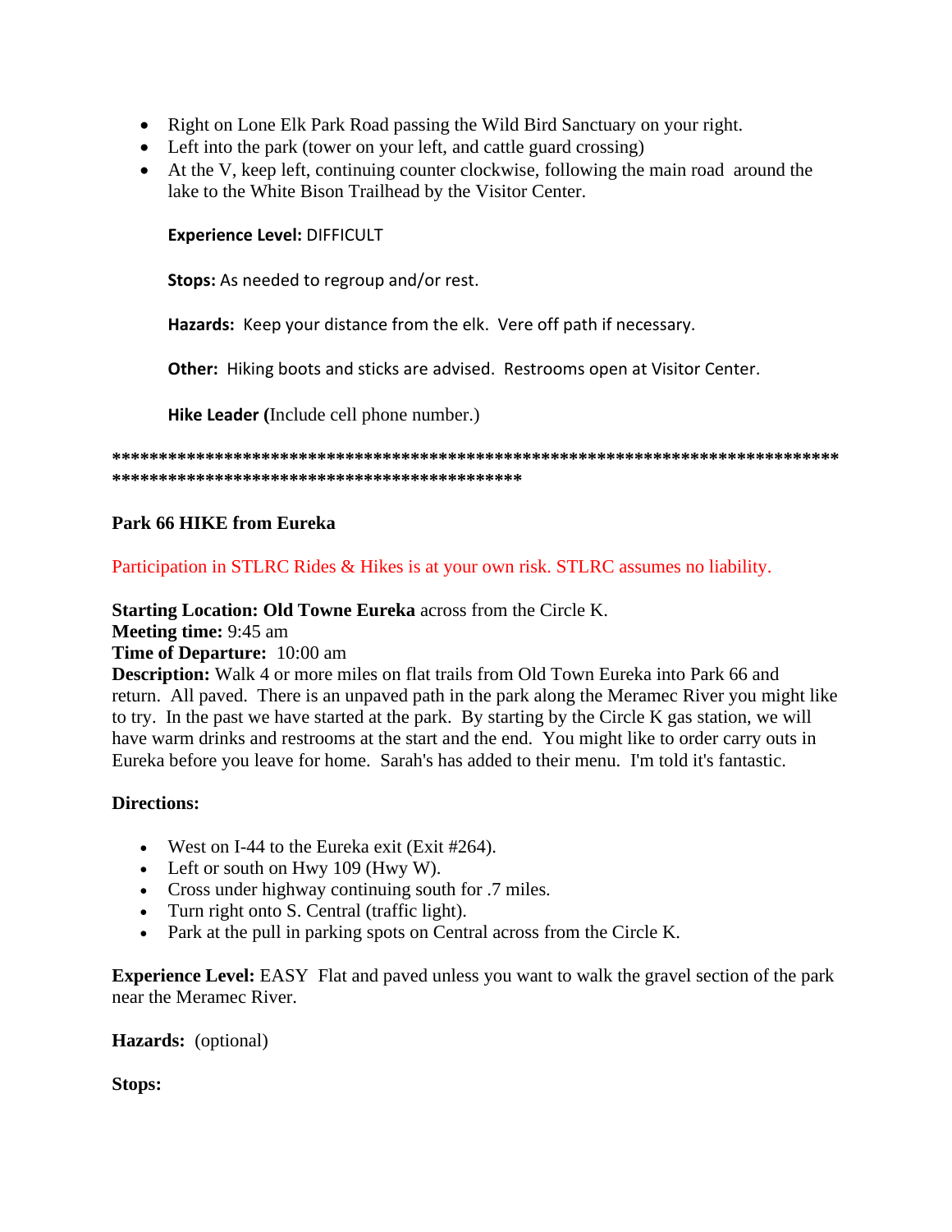- Right on Lone Elk Park Road passing the Wild Bird Sanctuary on your right.
- Left into the park (tower on your left, and cattle guard crossing)
- At the V, keep left, continuing counter clockwise, following the main road around the lake to the White Bison Trailhead by the Visitor Center.

**Experience Level:** DIFFICULT

**Stops:** As needed to regroup and/or rest.

**Hazards:** Keep your distance from the elk. Vere off path if necessary.

**Other:** Hiking boots and sticks are advised. Restrooms open at Visitor Center.

**Hike Leader (**Include cell phone number.)

**************************************************************************************************************************

**Park 66 HIKE from Eureka**

Participation in STLRC Rides & Hikes is at your own risk. STLRC assumes no liability.

**Starting Location: Old Towne Eureka** across from the Circle K.
**Meeting time:** 9:45 am
**Time of Departure:** 10:00 am
**Description:** Walk 4 or more miles on flat trails from Old Town Eureka into Park 66 and return. All paved. There is an unpaved path in the park along the Meramec River you might like to try. In the past we have started at the park. By starting by the Circle K gas station, we will have warm drinks and restrooms at the start and the end. You might like to order carry outs in Eureka before you leave for home. Sarah's has added to their menu. I'm told it's fantastic.

**Directions:**

- West on I-44 to the Eureka exit (Exit #264).
- Left or south on Hwy 109 (Hwy W).
- Cross under highway continuing south for .7 miles.
- Turn right onto S. Central (traffic light).
- Park at the pull in parking spots on Central across from the Circle K.

**Experience Level:** EASY Flat and paved unless you want to walk the gravel section of the park near the Meramec River.

**Hazards:** (optional)

**Stops:**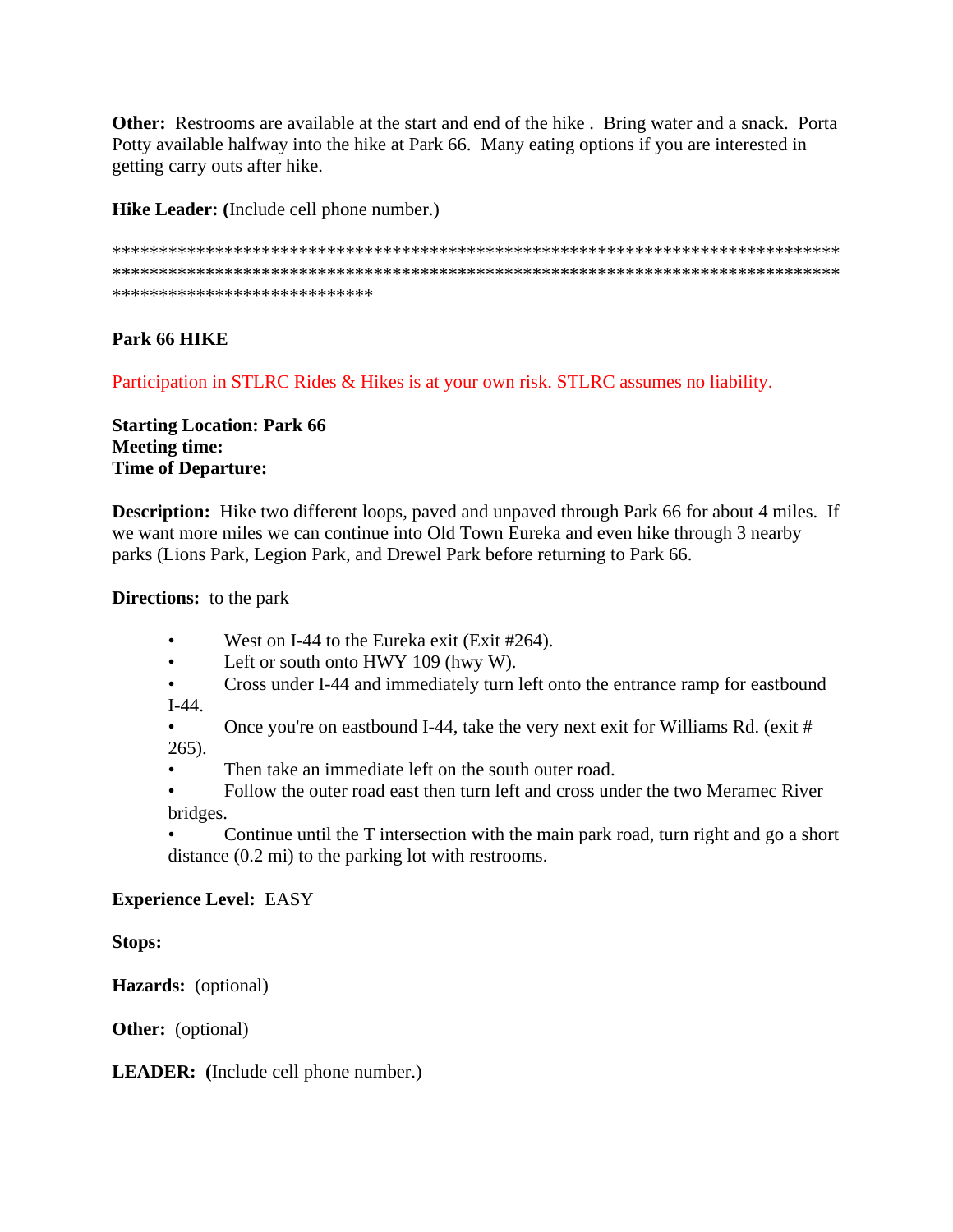**Other:** Restrooms are available at the start and end of the hike . Bring water and a snack. Porta Potty available halfway into the hike at Park 66. Many eating options if you are interested in getting carry outs after hike.

**Hike Leader: (**Include cell phone number.)

*****************************************************************************************************************************************************************************************************************

**Park 66 HIKE**

Participation in STLRC Rides & Hikes is at your own risk. STLRC assumes no liability.

**Starting Location: Park 66**
**Meeting time:**
**Time of Departure:**

**Description:** Hike two different loops, paved and unpaved through Park 66 for about 4 miles. If we want more miles we can continue into Old Town Eureka and even hike through 3 nearby parks (Lions Park, Legion Park, and Drewel Park before returning to Park 66.

**Directions:** to the park

- West on I-44 to the Eureka exit (Exit #264).
- Left or south onto HWY 109 (hwy W).
- Cross under I-44 and immediately turn left onto the entrance ramp for eastbound I-44.
- Once you're on eastbound I-44, take the very next exit for Williams Rd. (exit # 265).
- Then take an immediate left on the south outer road.
- Follow the outer road east then turn left and cross under the two Meramec River bridges.
- Continue until the T intersection with the main park road, turn right and go a short distance (0.2 mi) to the parking lot with restrooms.

**Experience Level:** EASY

**Stops:**

**Hazards:** (optional)

**Other:** (optional)

**LEADER: (**Include cell phone number.)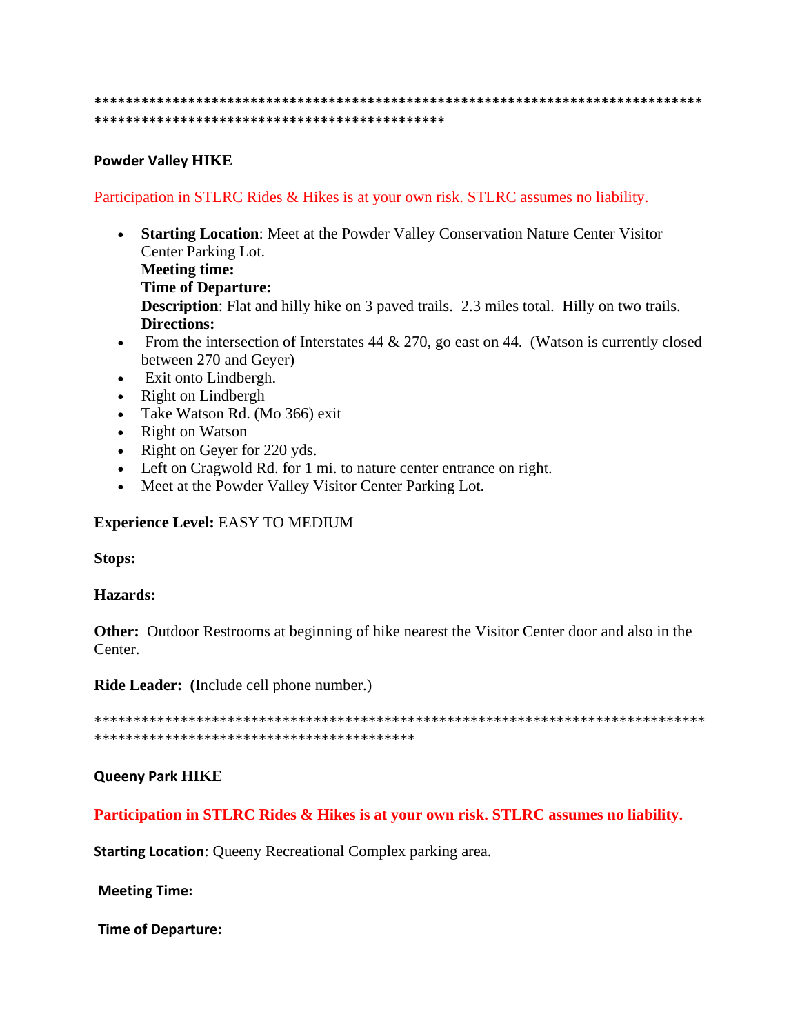*******************************************************************************
********************************************

**Powder Valley HIKE**

Participation in STLRC Rides & Hikes is at your own risk. STLRC assumes no liability.

- **Starting Location**: Meet at the Powder Valley Conservation Nature Center Visitor Center Parking Lot.
  **Meeting time:**
  **Time of Departure:**
  **Description**: Flat and hilly hike on 3 paved trails. 2.3 miles total. Hilly on two trails.
  **Directions:**
- From the intersection of Interstates 44 & 270, go east on 44. (Watson is currently closed between 270 and Geyer)
- Exit onto Lindbergh.
- Right on Lindbergh
- Take Watson Rd. (Mo 366) exit
- Right on Watson
- Right on Geyer for 220 yds.
- Left on Cragwold Rd. for 1 mi. to nature center entrance on right.
- Meet at the Powder Valley Visitor Center Parking Lot.

**Experience Level:** EASY TO MEDIUM

**Stops:**

**Hazards:**

**Other:** Outdoor Restrooms at beginning of hike nearest the Visitor Center door and also in the Center.

**Ride Leader:** (Include cell phone number.)

*******************************************************************************
******************************************

**Queeny Park HIKE**

**Participation in STLRC Rides & Hikes is at your own risk. STLRC assumes no liability.**

**Starting Location**: Queeny Recreational Complex parking area.

**Meeting Time:**

**Time of Departure:**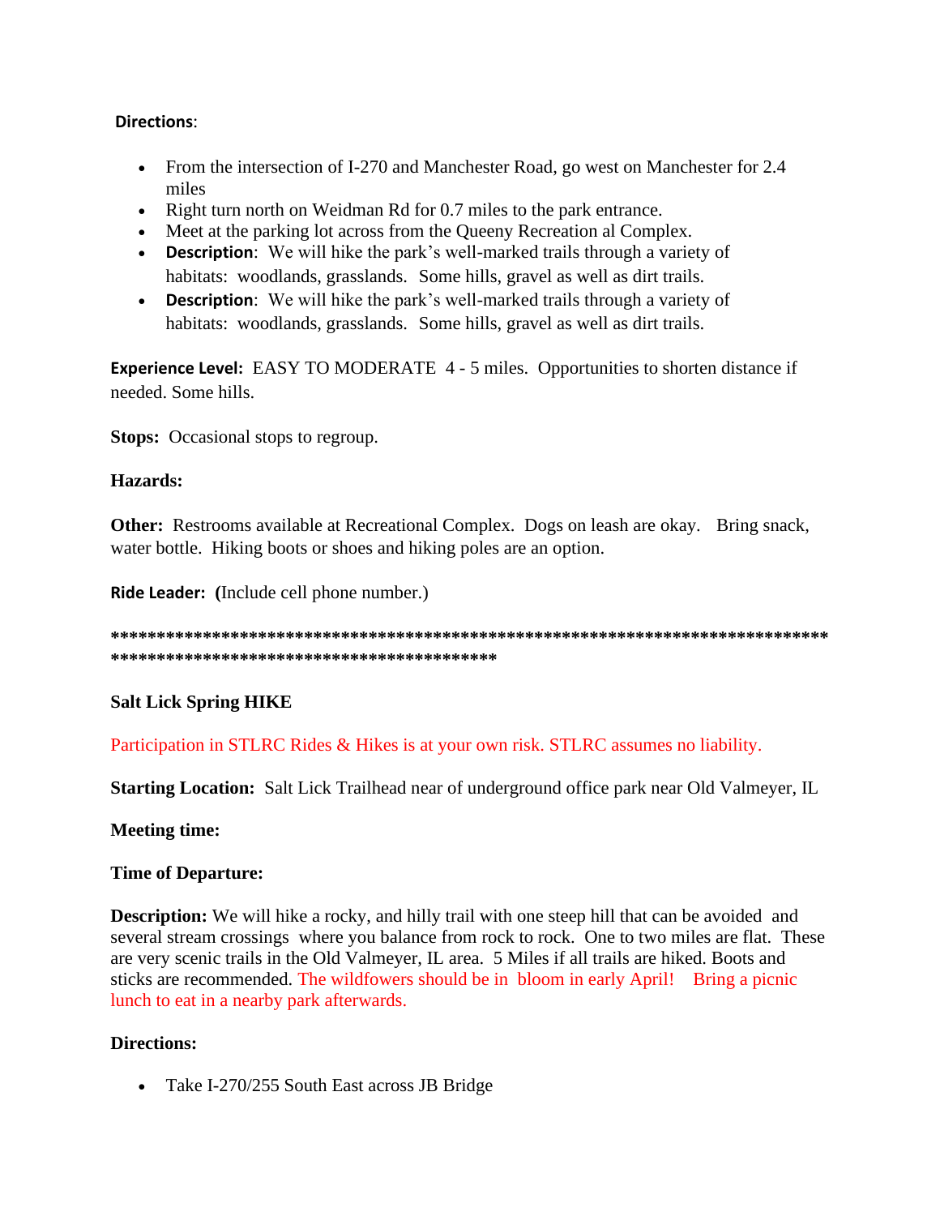**Directions**:

- From the intersection of I-270 and Manchester Road, go west on Manchester for 2.4 miles
- Right turn north on Weidman Rd for 0.7 miles to the park entrance.
- Meet at the parking lot across from the Queeny Recreation al Complex.
- **Description**: We will hike the park's well-marked trails through a variety of habitats: woodlands, grasslands. Some hills, gravel as well as dirt trails.
- **Description**: We will hike the park's well-marked trails through a variety of habitats: woodlands, grasslands. Some hills, gravel as well as dirt trails.

**Experience Level:** EASY TO MODERATE 4 - 5 miles. Opportunities to shorten distance if needed. Some hills.

**Stops:** Occasional stops to regroup.

**Hazards:**

**Other:** Restrooms available at Recreational Complex. Dogs on leash are okay. Bring snack, water bottle. Hiking boots or shoes and hiking poles are an option.

**Ride Leader:** **(**Include cell phone number.)

**************************************************************************************************************************

**Salt Lick Spring HIKE**

Participation in STLRC Rides & Hikes is at your own risk. STLRC assumes no liability.

**Starting Location:** Salt Lick Trailhead near of underground office park near Old Valmeyer, IL

**Meeting time:**

**Time of Departure:**

**Description:** We will hike a rocky, and hilly trail with one steep hill that can be avoided and several stream crossings where you balance from rock to rock. One to two miles are flat. These are very scenic trails in the Old Valmeyer, IL area. 5 Miles if all trails are hiked. Boots and sticks are recommended. The wildfowers should be in bloom in early April! Bring a picnic lunch to eat in a nearby park afterwards.

**Directions:**

- Take I-270/255 South East across JB Bridge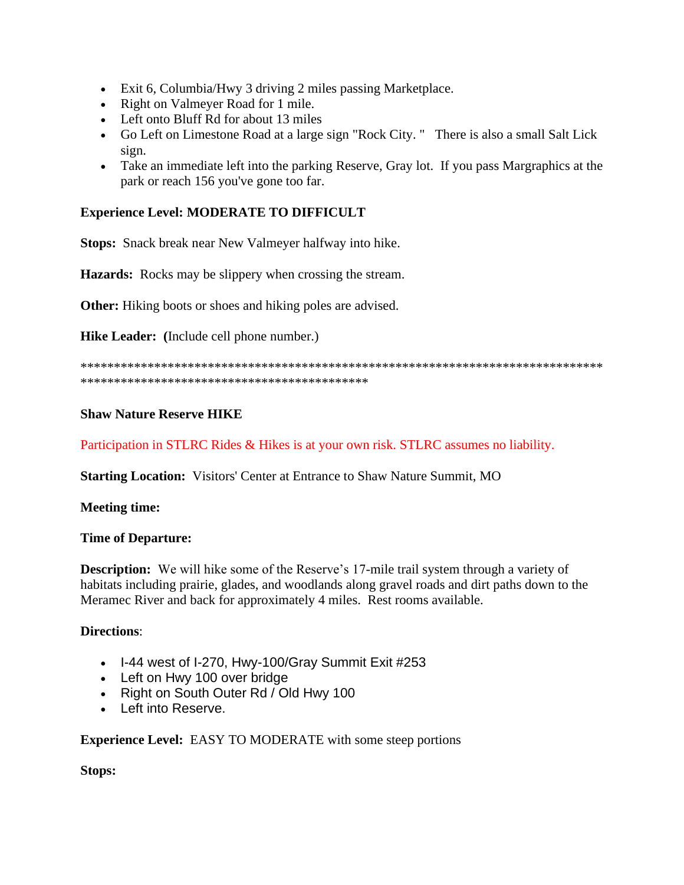- Exit 6, Columbia/Hwy 3 driving 2 miles passing Marketplace.
- Right on Valmeyer Road for 1 mile.
- Left onto Bluff Rd for about 13 miles
- Go Left on Limestone Road at a large sign "Rock City. " There is also a small Salt Lick sign.
- Take an immediate left into the parking Reserve, Gray lot. If you pass Margraphics at the park or reach 156 you've gone too far.

**Experience Level: MODERATE TO DIFFICULT**

**Stops:** Snack break near New Valmeyer halfway into hike.

**Hazards:** Rocks may be slippery when crossing the stream.

**Other:** Hiking boots or shoes and hiking poles are advised.

**Hike Leader: (**Include cell phone number.)

******************************************************************************************************************************

**Shaw Nature Reserve HIKE**

Participation in STLRC Rides & Hikes is at your own risk. STLRC assumes no liability.

**Starting Location:** Visitors' Center at Entrance to Shaw Nature Summit, MO

**Meeting time:**

**Time of Departure:**

**Description:** We will hike some of the Reserve's 17-mile trail system through a variety of habitats including prairie, glades, and woodlands along gravel roads and dirt paths down to the Meramec River and back for approximately 4 miles. Rest rooms available.

**Directions**:

- I-44 west of I-270, Hwy-100/Gray Summit Exit #253
- Left on Hwy 100 over bridge
- Right on South Outer Rd / Old Hwy 100
- Left into Reserve.

**Experience Level:** EASY TO MODERATE with some steep portions

**Stops:**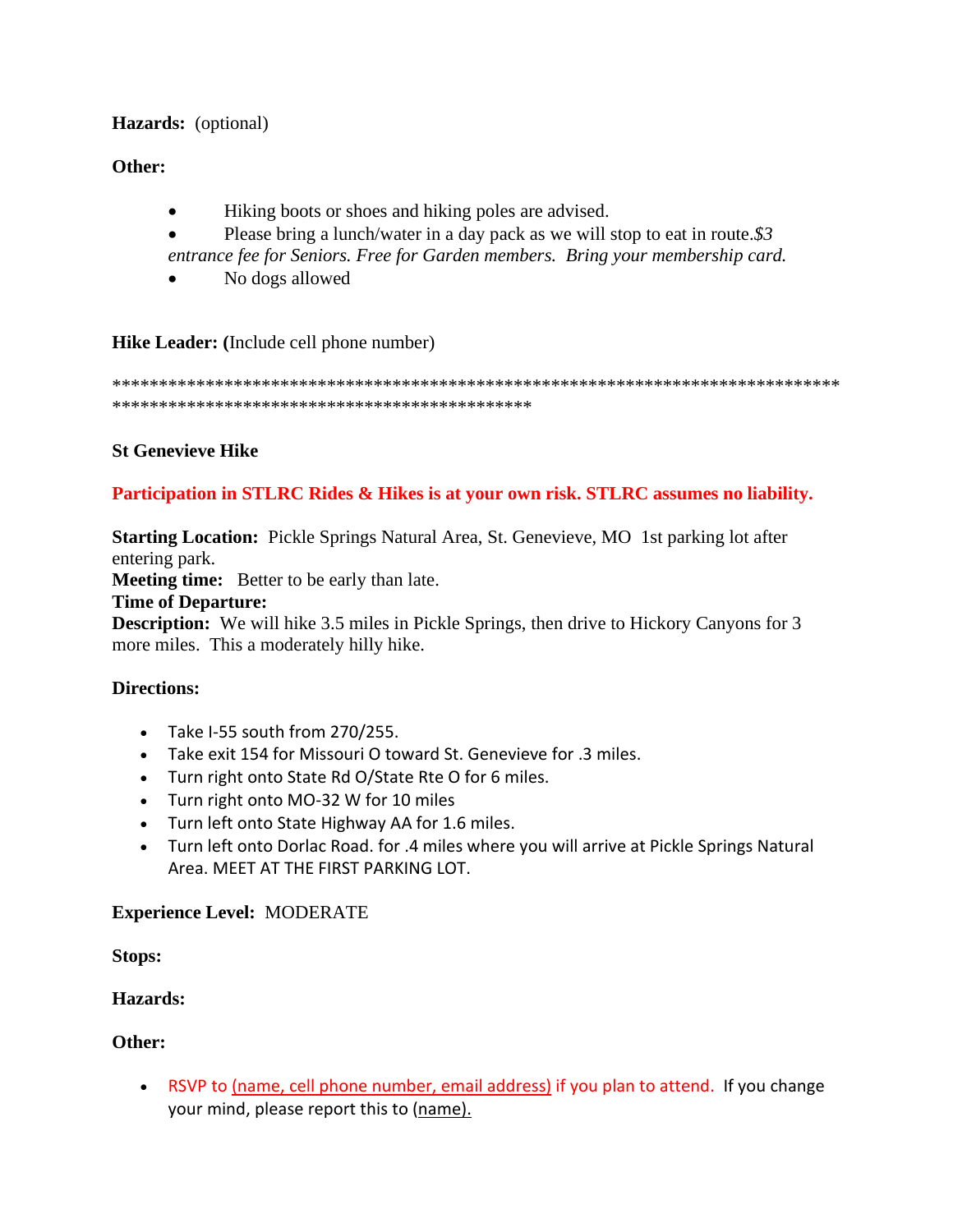**Hazards:** (optional)

**Other:**

- Hiking boots or shoes and hiking poles are advised.
- Please bring a lunch/water in a day pack as we will stop to eat in route.*$3 entrance fee for Seniors. Free for Garden members. Bring your membership card.*
- No dogs allowed

**Hike Leader:** **(**Include cell phone number)

*******************************************************************************
*********************************************

**St Genevieve Hike**

**Participation in STLRC Rides & Hikes is at your own risk. STLRC assumes no liability.**

**Starting Location:** Pickle Springs Natural Area, St. Genevieve, MO 1st parking lot after entering park.
**Meeting time:** Better to be early than late.
**Time of Departure:**
**Description:** We will hike 3.5 miles in Pickle Springs, then drive to Hickory Canyons for 3 more miles. This a moderately hilly hike.

**Directions:**

- Take I-55 south from 270/255.
- Take exit 154 for Missouri O toward St. Genevieve for .3 miles.
- Turn right onto State Rd O/State Rte O for 6 miles.
- Turn right onto MO-32 W for 10 miles
- Turn left onto State Highway AA for 1.6 miles.
- Turn left onto Dorlac Road. for .4 miles where you will arrive at Pickle Springs Natural Area. MEET AT THE FIRST PARKING LOT.

**Experience Level:** MODERATE

**Stops:**

**Hazards:**

**Other:**

- RSVP to (name, cell phone number, email address) if you plan to attend. If you change your mind, please report this to (name).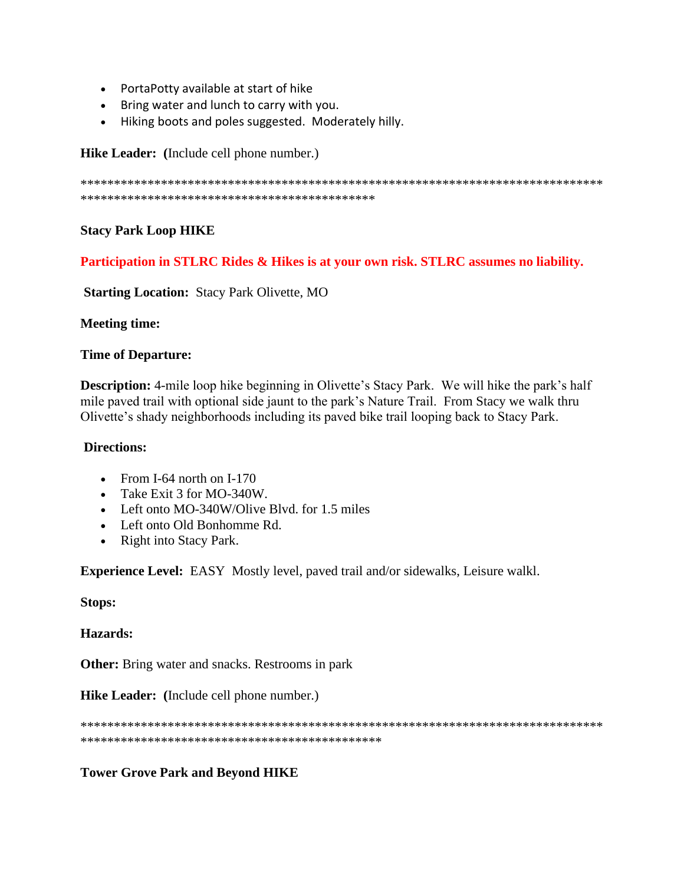- PortaPotty available at start of hike
- Bring water and lunch to carry with you.
- Hiking boots and poles suggested. Moderately hilly.

**Hike Leader: (**Include cell phone number.)

********************************************************************************************************************************

**Stacy Park Loop HIKE**

**Participation in STLRC Rides & Hikes is at your own risk. STLRC assumes no liability.**

**Starting Location:** Stacy Park Olivette, MO

**Meeting time:**

**Time of Departure:**

**Description:** 4-mile loop hike beginning in Olivette's Stacy Park. We will hike the park's half mile paved trail with optional side jaunt to the park's Nature Trail. From Stacy we walk thru Olivette's shady neighborhoods including its paved bike trail looping back to Stacy Park.

**Directions:**

- From I-64 north on I-170
- Take Exit 3 for MO-340W.
- Left onto MO-340W/Olive Blvd. for 1.5 miles
- Left onto Old Bonhomme Rd.
- Right into Stacy Park.

**Experience Level:** EASY Mostly level, paved trail and/or sidewalks, Leisure walkl.

**Stops:**

**Hazards:**

**Other:** Bring water and snacks. Restrooms in park

**Hike Leader: (**Include cell phone number.)

*********************************************************************************************************************************

**Tower Grove Park and Beyond HIKE**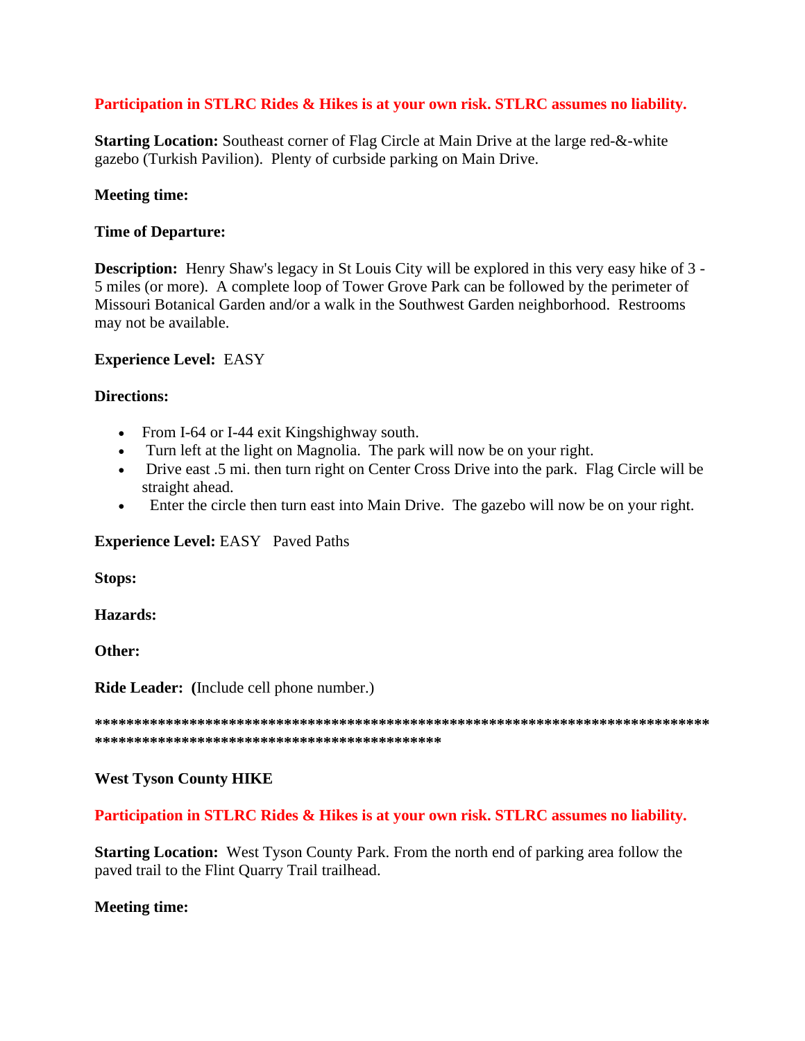**Participation in STLRC Rides & Hikes is at your own risk. STLRC assumes no liability.**

**Starting Location:** Southeast corner of Flag Circle at Main Drive at the large red-&-white gazebo (Turkish Pavilion). Plenty of curbside parking on Main Drive.

**Meeting time:**

**Time of Departure:**

**Description:** Henry Shaw's legacy in St Louis City will be explored in this very easy hike of 3 - 5 miles (or more). A complete loop of Tower Grove Park can be followed by the perimeter of Missouri Botanical Garden and/or a walk in the Southwest Garden neighborhood. Restrooms may not be available.

**Experience Level:** EASY

**Directions:**

- From I-64 or I-44 exit Kingshighway south.
- Turn left at the light on Magnolia. The park will now be on your right.
- Drive east .5 mi. then turn right on Center Cross Drive into the park. Flag Circle will be straight ahead.
- Enter the circle then turn east into Main Drive. The gazebo will now be on your right.

**Experience Level:** EASY Paved Paths

**Stops:**

**Hazards:**

**Other:**

**Ride Leader:** **(**Include cell phone number.)

**************************************************************************************************************************************

**West Tyson County HIKE**

**Participation in STLRC Rides & Hikes is at your own risk. STLRC assumes no liability.**

**Starting Location:** West Tyson County Park. From the north end of parking area follow the paved trail to the Flint Quarry Trail trailhead.

**Meeting time:**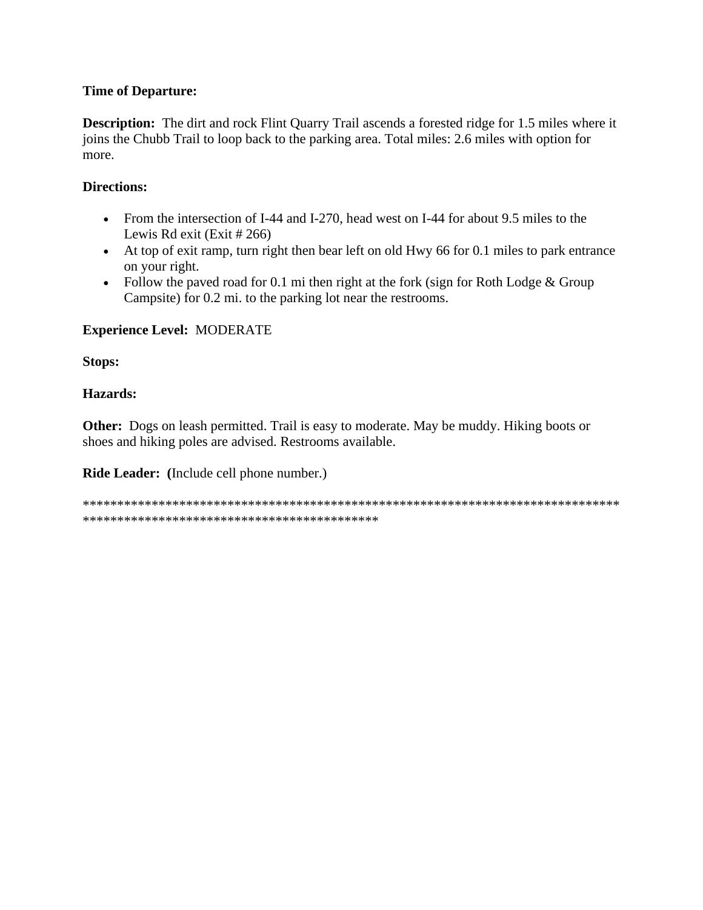**Time of Departure:**

**Description:** The dirt and rock Flint Quarry Trail ascends a forested ridge for 1.5 miles where it joins the Chubb Trail to loop back to the parking area. Total miles: 2.6 miles with option for more.

**Directions:**

- From the intersection of I-44 and I-270, head west on I-44 for about 9.5 miles to the Lewis Rd exit (Exit # 266)
- At top of exit ramp, turn right then bear left on old Hwy 66 for 0.1 miles to park entrance on your right.
- Follow the paved road for 0.1 mi then right at the fork (sign for Roth Lodge & Group Campsite) for 0.2 mi. to the parking lot near the restrooms.

**Experience Level:** MODERATE

**Stops:**

**Hazards:**

**Other:** Dogs on leash permitted. Trail is easy to moderate. May be muddy. Hiking boots or shoes and hiking poles are advised. Restrooms available.

**Ride Leader:** **(**Include cell phone number.)

********************************************************************************
*******************************************